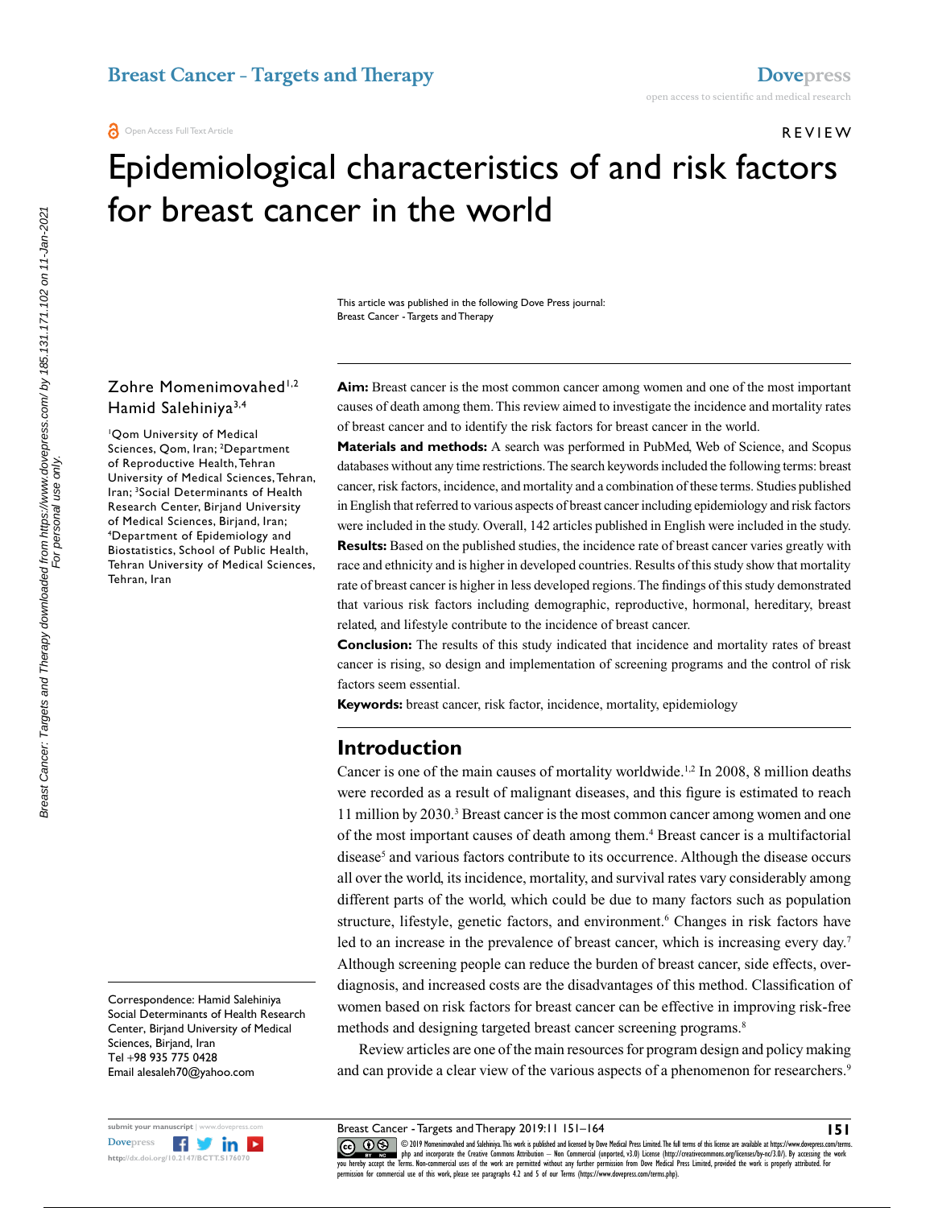REVIEW

# Epidemiological characteristics of and risk factors for breast cancer in the world

This article was published in the following Dove Press journal:
Breast Cancer - Targets and Therapy

Zohre Momenimovahed[1,2]
Hamid Salehiniya[3,4]

[1]Qom University of Medical Sciences, Qom, Iran; [2]Department of Reproductive Health, Tehran University of Medical Sciences, Tehran, Iran; [3]Social Determinants of Health Research Center, Birjand University of Medical Sciences, Birjand, Iran; [4]Department of Epidemiology and Biostatistics, School of Public Health, Tehran University of Medical Sciences, Tehran, Iran

Correspondence: Hamid Salehiniya
Social Determinants of Health Research Center, Birjand University of Medical Sciences, Birjand, Iran
Tel +98 935 775 0428
Email alesaleh70@yahoo.com

**Aim:** Breast cancer is the most common cancer among women and one of the most important causes of death among them. This review aimed to investigate the incidence and mortality rates of breast cancer and to identify the risk factors for breast cancer in the world.

**Materials and methods:** A search was performed in PubMed, Web of Science, and Scopus databases without any time restrictions. The search keywords included the following terms: breast cancer, risk factors, incidence, and mortality and a combination of these terms. Studies published in English that referred to various aspects of breast cancer including epidemiology and risk factors were included in the study. Overall, 142 articles published in English were included in the study.

**Results:** Based on the published studies, the incidence rate of breast cancer varies greatly with race and ethnicity and is higher in developed countries. Results of this study show that mortality rate of breast cancer is higher in less developed regions. The findings of this study demonstrated that various risk factors including demographic, reproductive, hormonal, hereditary, breast related, and lifestyle contribute to the incidence of breast cancer.

**Conclusion:** The results of this study indicated that incidence and mortality rates of breast cancer is rising, so design and implementation of screening programs and the control of risk factors seem essential.

**Keywords:** breast cancer, risk factor, incidence, mortality, epidemiology

## Introduction

Cancer is one of the main causes of mortality worldwide.[1,2] In 2008, 8 million deaths were recorded as a result of malignant diseases, and this figure is estimated to reach 11 million by 2030.[3] Breast cancer is the most common cancer among women and one of the most important causes of death among them.[4] Breast cancer is a multifactorial disease[5] and various factors contribute to its occurrence. Although the disease occurs all over the world, its incidence, mortality, and survival rates vary considerably among different parts of the world, which could be due to many factors such as population structure, lifestyle, genetic factors, and environment.[6] Changes in risk factors have led to an increase in the prevalence of breast cancer, which is increasing every day.[7] Although screening people can reduce the burden of breast cancer, side effects, over-diagnosis, and increased costs are the disadvantages of this method. Classification of women based on risk factors for breast cancer can be effective in improving risk-free methods and designing targeted breast cancer screening programs.[8]

Review articles are one of the main resources for program design and policy making and can provide a clear view of the various aspects of a phenomenon for researchers.[9]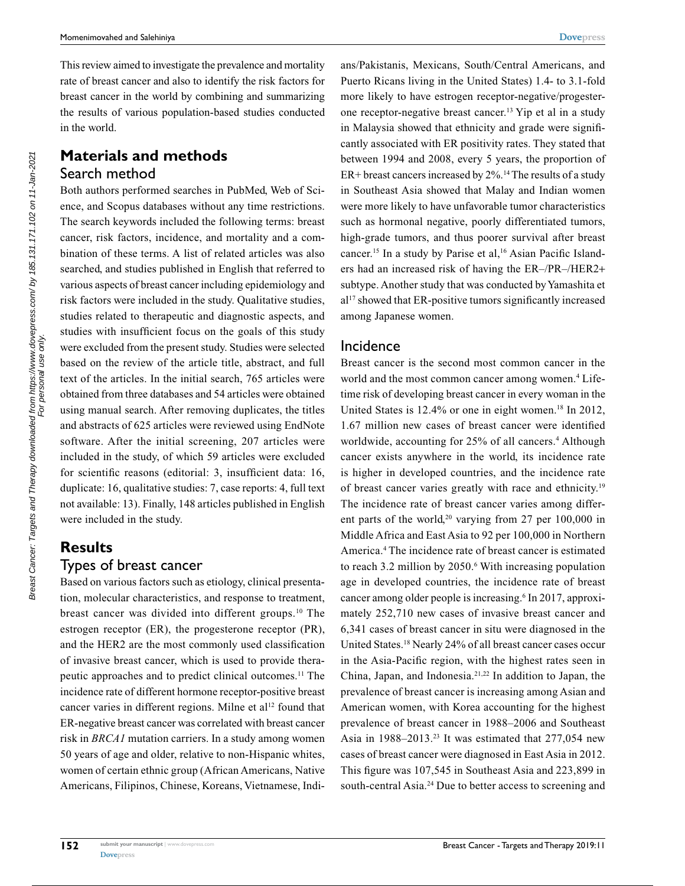This review aimed to investigate the prevalence and mortality rate of breast cancer and also to identify the risk factors for breast cancer in the world by combining and summarizing the results of various population-based studies conducted in the world.

## Materials and methods

### Search method

Both authors performed searches in PubMed, Web of Science, and Scopus databases without any time restrictions. The search keywords included the following terms: breast cancer, risk factors, incidence, and mortality and a combination of these terms. A list of related articles was also searched, and studies published in English that referred to various aspects of breast cancer including epidemiology and risk factors were included in the study. Qualitative studies, studies related to therapeutic and diagnostic aspects, and studies with insufficient focus on the goals of this study were excluded from the present study. Studies were selected based on the review of the article title, abstract, and full text of the articles. In the initial search, 765 articles were obtained from three databases and 54 articles were obtained using manual search. After removing duplicates, the titles and abstracts of 625 articles were reviewed using EndNote software. After the initial screening, 207 articles were included in the study, of which 59 articles were excluded for scientific reasons (editorial: 3, insufficient data: 16, duplicate: 16, qualitative studies: 7, case reports: 4, full text not available: 13). Finally, 148 articles published in English were included in the study.

## Results

### Types of breast cancer

Based on various factors such as etiology, clinical presentation, molecular characteristics, and response to treatment, breast cancer was divided into different groups.[10] The estrogen receptor (ER), the progesterone receptor (PR), and the HER2 are the most commonly used classification of invasive breast cancer, which is used to provide therapeutic approaches and to predict clinical outcomes.[11] The incidence rate of different hormone receptor-positive breast cancer varies in different regions. Milne et al[12] found that ER-negative breast cancer was correlated with breast cancer risk in *BRCA1* mutation carriers. In a study among women 50 years of age and older, relative to non-Hispanic whites, women of certain ethnic group (African Americans, Native Americans, Filipinos, Chinese, Koreans, Vietnamese, Indians/Pakistanis, Mexicans, South/Central Americans, and Puerto Ricans living in the United States) 1.4- to 3.1-fold more likely to have estrogen receptor-negative/progesterone receptor-negative breast cancer.[13] Yip et al in a study in Malaysia showed that ethnicity and grade were significantly associated with ER positivity rates. They stated that between 1994 and 2008, every 5 years, the proportion of ER+ breast cancers increased by 2%.[14] The results of a study in Southeast Asia showed that Malay and Indian women were more likely to have unfavorable tumor characteristics such as hormonal negative, poorly differentiated tumors, high-grade tumors, and thus poorer survival after breast cancer.[15] In a study by Parise et al,[16] Asian Pacific Islanders had an increased risk of having the ER–/PR–/HER2+ subtype. Another study that was conducted by Yamashita et al[17] showed that ER-positive tumors significantly increased among Japanese women.

### Incidence

Breast cancer is the second most common cancer in the world and the most common cancer among women.[4] Lifetime risk of developing breast cancer in every woman in the United States is 12.4% or one in eight women.[18] In 2012, 1.67 million new cases of breast cancer were identified worldwide, accounting for 25% of all cancers.[4] Although cancer exists anywhere in the world, its incidence rate is higher in developed countries, and the incidence rate of breast cancer varies greatly with race and ethnicity.[19] The incidence rate of breast cancer varies among different parts of the world,[20] varying from 27 per 100,000 in Middle Africa and East Asia to 92 per 100,000 in Northern America.[4] The incidence rate of breast cancer is estimated to reach 3.2 million by 2050.[6] With increasing population age in developed countries, the incidence rate of breast cancer among older people is increasing.[6] In 2017, approximately 252,710 new cases of invasive breast cancer and 6,341 cases of breast cancer in situ were diagnosed in the United States.[18] Nearly 24% of all breast cancer cases occur in the Asia-Pacific region, with the highest rates seen in China, Japan, and Indonesia.[21,22] In addition to Japan, the prevalence of breast cancer is increasing among Asian and American women, with Korea accounting for the highest prevalence of breast cancer in 1988–2006 and Southeast Asia in 1988–2013.[23] It was estimated that 277,054 new cases of breast cancer were diagnosed in East Asia in 2012. This figure was 107,545 in Southeast Asia and 223,899 in south-central Asia.[24] Due to better access to screening and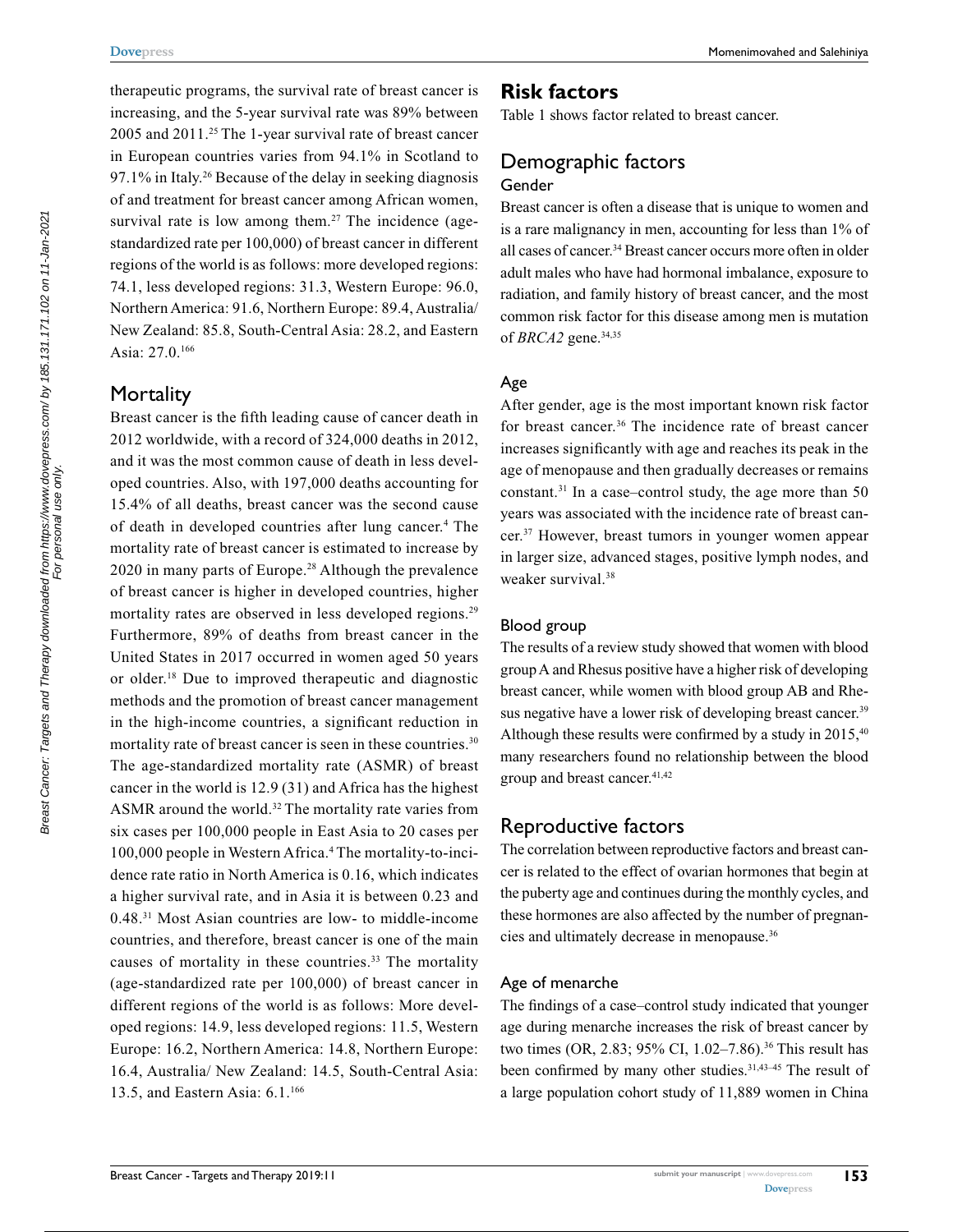therapeutic programs, the survival rate of breast cancer is increasing, and the 5-year survival rate was 89% between 2005 and 2011.[25] The 1-year survival rate of breast cancer in European countries varies from 94.1% in Scotland to 97.1% in Italy.[26] Because of the delay in seeking diagnosis of and treatment for breast cancer among African women, survival rate is low among them.[27] The incidence (age-standardized rate per 100,000) of breast cancer in different regions of the world is as follows: more developed regions: 74.1, less developed regions: 31.3, Western Europe: 96.0, Northern America: 91.6, Northern Europe: 89.4, Australia/ New Zealand: 85.8, South-Central Asia: 28.2, and Eastern Asia: 27.0.[166]

## Mortality

Breast cancer is the fifth leading cause of cancer death in 2012 worldwide, with a record of 324,000 deaths in 2012, and it was the most common cause of death in less developed countries. Also, with 197,000 deaths accounting for 15.4% of all deaths, breast cancer was the second cause of death in developed countries after lung cancer.[4] The mortality rate of breast cancer is estimated to increase by 2020 in many parts of Europe.[28] Although the prevalence of breast cancer is higher in developed countries, higher mortality rates are observed in less developed regions.[29] Furthermore, 89% of deaths from breast cancer in the United States in 2017 occurred in women aged 50 years or older.[18] Due to improved therapeutic and diagnostic methods and the promotion of breast cancer management in the high-income countries, a significant reduction in mortality rate of breast cancer is seen in these countries.[30] The age-standardized mortality rate (ASMR) of breast cancer in the world is 12.9 (31) and Africa has the highest ASMR around the world.[32] The mortality rate varies from six cases per 100,000 people in East Asia to 20 cases per 100,000 people in Western Africa.[4] The mortality-to-incidence rate ratio in North America is 0.16, which indicates a higher survival rate, and in Asia it is between 0.23 and 0.48.[31] Most Asian countries are low- to middle-income countries, and therefore, breast cancer is one of the main causes of mortality in these countries.[33] The mortality (age-standardized rate per 100,000) of breast cancer in different regions of the world is as follows: More developed regions: 14.9, less developed regions: 11.5, Western Europe: 16.2, Northern America: 14.8, Northern Europe: 16.4, Australia/ New Zealand: 14.5, South-Central Asia: 13.5, and Eastern Asia: 6.1.[166]

# Risk factors

Table 1 shows factor related to breast cancer.

## Demographic factors

### Gender

Breast cancer is often a disease that is unique to women and is a rare malignancy in men, accounting for less than 1% of all cases of cancer.[34] Breast cancer occurs more often in older adult males who have had hormonal imbalance, exposure to radiation, and family history of breast cancer, and the most common risk factor for this disease among men is mutation of *BRCA2* gene.[34,35]

### Age

After gender, age is the most important known risk factor for breast cancer.[36] The incidence rate of breast cancer increases significantly with age and reaches its peak in the age of menopause and then gradually decreases or remains constant.[31] In a case–control study, the age more than 50 years was associated with the incidence rate of breast cancer.[37] However, breast tumors in younger women appear in larger size, advanced stages, positive lymph nodes, and weaker survival.[38]

### Blood group

The results of a review study showed that women with blood group A and Rhesus positive have a higher risk of developing breast cancer, while women with blood group AB and Rhesus negative have a lower risk of developing breast cancer.[39] Although these results were confirmed by a study in 2015,[40] many researchers found no relationship between the blood group and breast cancer.[41,42]

## Reproductive factors

The correlation between reproductive factors and breast cancer is related to the effect of ovarian hormones that begin at the puberty age and continues during the monthly cycles, and these hormones are also affected by the number of pregnancies and ultimately decrease in menopause.[36]

### Age of menarche

The findings of a case–control study indicated that younger age during menarche increases the risk of breast cancer by two times (OR, 2.83; 95% CI, 1.02–7.86).[36] This result has been confirmed by many other studies.[31,43–45] The result of a large population cohort study of 11,889 women in China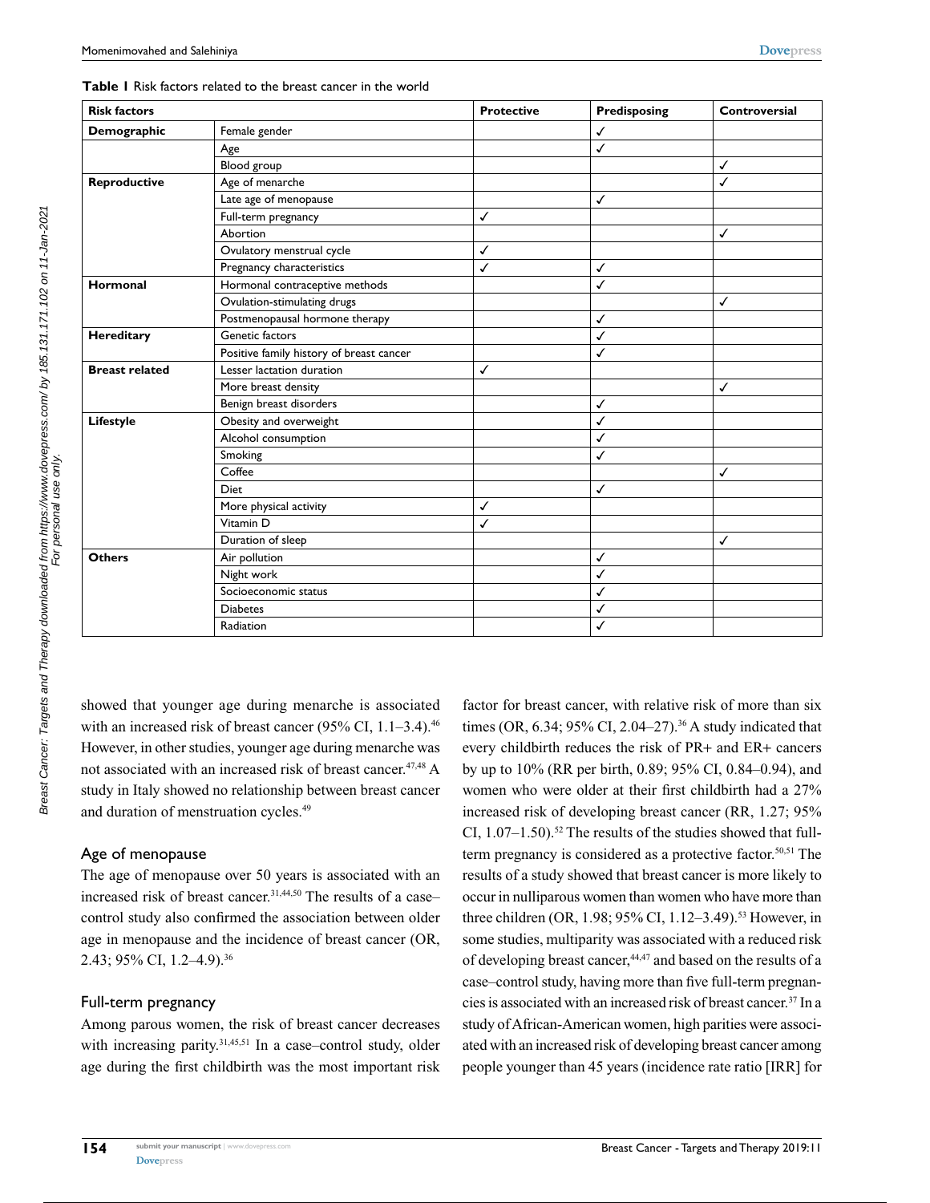**Table 1** Risk factors related to the breast cancer in the world

| Risk factors | | Protective | Predisposing | Controversial |
|---|---|---|---|---|
| **Demographic** | Female gender | | ✓ | |
| | Age | | ✓ | |
| | Blood group | | | ✓ |
| **Reproductive** | Age of menarche | | | ✓ |
| | Late age of menopause | | ✓ | |
| | Full-term pregnancy | ✓ | | |
| | Abortion | | | ✓ |
| | Ovulatory menstrual cycle | ✓ | | |
| | Pregnancy characteristics | ✓ | ✓ | |
| **Hormonal** | Hormonal contraceptive methods | | ✓ | |
| | Ovulation-stimulating drugs | | | ✓ |
| | Postmenopausal hormone therapy | | ✓ | |
| **Hereditary** | Genetic factors | | ✓ | |
| | Positive family history of breast cancer | | ✓ | |
| **Breast related** | Lesser lactation duration | ✓ | | |
| | More breast density | | | ✓ |
| | Benign breast disorders | | ✓ | |
| **Lifestyle** | Obesity and overweight | | ✓ | |
| | Alcohol consumption | | ✓ | |
| | Smoking | | ✓ | |
| | Coffee | | | ✓ |
| | Diet | | ✓ | |
| | More physical activity | ✓ | | |
| | Vitamin D | ✓ | | |
| | Duration of sleep | | | ✓ |
| **Others** | Air pollution | | ✓ | |
| | Night work | | ✓ | |
| | Socioeconomic status | | ✓ | |
| | Diabetes | | ✓ | |
| | Radiation | | ✓ | |

showed that younger age during menarche is associated with an increased risk of breast cancer (95% CI, 1.1–3.4).[46] However, in other studies, younger age during menarche was not associated with an increased risk of breast cancer.[47,48] A study in Italy showed no relationship between breast cancer and duration of menstruation cycles.[49]

### Age of menopause

The age of menopause over 50 years is associated with an increased risk of breast cancer.[31,44,50] The results of a case–control study also confirmed the association between older age in menopause and the incidence of breast cancer (OR, 2.43; 95% CI, 1.2–4.9).[36]

### Full-term pregnancy

Among parous women, the risk of breast cancer decreases with increasing parity.[31,45,51] In a case–control study, older age during the first childbirth was the most important risk factor for breast cancer, with relative risk of more than six times (OR, 6.34; 95% CI, 2.04–27).[36] A study indicated that every childbirth reduces the risk of PR+ and ER+ cancers by up to 10% (RR per birth, 0.89; 95% CI, 0.84–0.94), and women who were older at their first childbirth had a 27% increased risk of developing breast cancer (RR, 1.27; 95% CI, 1.07–1.50).[52] The results of the studies showed that full-term pregnancy is considered as a protective factor.[50,51] The results of a study showed that breast cancer is more likely to occur in nulliparous women than women who have more than three children (OR, 1.98; 95% CI, 1.12–3.49).[53] However, in some studies, multiparity was associated with a reduced risk of developing breast cancer,[44,47] and based on the results of a case–control study, having more than five full-term pregnancies is associated with an increased risk of breast cancer.[37] In a study of African-American women, high parities were associated with an increased risk of developing breast cancer among people younger than 45 years (incidence rate ratio [IRR] for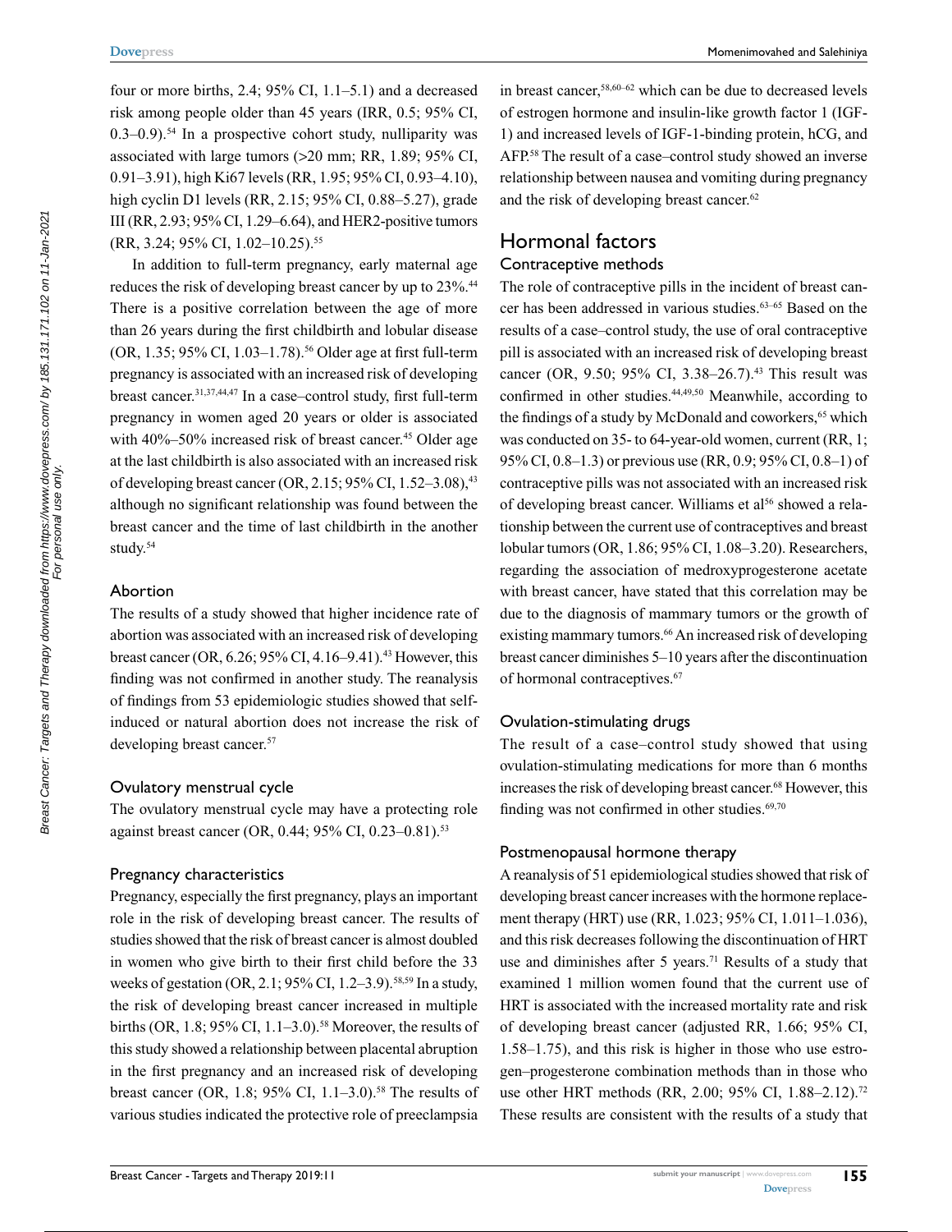four or more births, 2.4; 95% CI, 1.1–5.1) and a decreased risk among people older than 45 years (IRR, 0.5; 95% CI, 0.3–0.9).[54] In a prospective cohort study, nulliparity was associated with large tumors (>20 mm; RR, 1.89; 95% CI, 0.91–3.91), high Ki67 levels (RR, 1.95; 95% CI, 0.93–4.10), high cyclin D1 levels (RR, 2.15; 95% CI, 0.88–5.27), grade III (RR, 2.93; 95% CI, 1.29–6.64), and HER2-positive tumors (RR, 3.24; 95% CI, 1.02–10.25).[55]

In addition to full-term pregnancy, early maternal age reduces the risk of developing breast cancer by up to 23%.[44] There is a positive correlation between the age of more than 26 years during the first childbirth and lobular disease (OR, 1.35; 95% CI, 1.03–1.78).[56] Older age at first full-term pregnancy is associated with an increased risk of developing breast cancer.[31,37,44,47] In a case–control study, first full-term pregnancy in women aged 20 years or older is associated with 40%–50% increased risk of breast cancer.[45] Older age at the last childbirth is also associated with an increased risk of developing breast cancer (OR, 2.15; 95% CI, 1.52–3.08),[43] although no significant relationship was found between the breast cancer and the time of last childbirth in the another study.[54]

### Abortion

The results of a study showed that higher incidence rate of abortion was associated with an increased risk of developing breast cancer (OR, 6.26; 95% CI, 4.16–9.41).[43] However, this finding was not confirmed in another study. The reanalysis of findings from 53 epidemiologic studies showed that self-induced or natural abortion does not increase the risk of developing breast cancer.[57]

### Ovulatory menstrual cycle

The ovulatory menstrual cycle may have a protecting role against breast cancer (OR, 0.44; 95% CI, 0.23–0.81).[53]

### Pregnancy characteristics

Pregnancy, especially the first pregnancy, plays an important role in the risk of developing breast cancer. The results of studies showed that the risk of breast cancer is almost doubled in women who give birth to their first child before the 33 weeks of gestation (OR, 2.1; 95% CI, 1.2–3.9).[58,59] In a study, the risk of developing breast cancer increased in multiple births (OR, 1.8; 95% CI, 1.1–3.0).[58] Moreover, the results of this study showed a relationship between placental abruption in the first pregnancy and an increased risk of developing breast cancer (OR, 1.8; 95% CI, 1.1–3.0).[58] The results of various studies indicated the protective role of preeclampsia in breast cancer,[58,60–62] which can be due to decreased levels of estrogen hormone and insulin-like growth factor 1 (IGF-1) and increased levels of IGF-1-binding protein, hCG, and AFP.[58] The result of a case–control study showed an inverse relationship between nausea and vomiting during pregnancy and the risk of developing breast cancer.[62]

## Hormonal factors

### Contraceptive methods

The role of contraceptive pills in the incident of breast cancer has been addressed in various studies.[63–65] Based on the results of a case–control study, the use of oral contraceptive pill is associated with an increased risk of developing breast cancer (OR, 9.50; 95% CI, 3.38–26.7).[43] This result was confirmed in other studies.[44,49,50] Meanwhile, according to the findings of a study by McDonald and coworkers,[65] which was conducted on 35- to 64-year-old women, current (RR, 1; 95% CI, 0.8–1.3) or previous use (RR, 0.9; 95% CI, 0.8–1) of contraceptive pills was not associated with an increased risk of developing breast cancer. Williams et al[56] showed a relationship between the current use of contraceptives and breast lobular tumors (OR, 1.86; 95% CI, 1.08–3.20). Researchers, regarding the association of medroxyprogesterone acetate with breast cancer, have stated that this correlation may be due to the diagnosis of mammary tumors or the growth of existing mammary tumors.[66] An increased risk of developing breast cancer diminishes 5–10 years after the discontinuation of hormonal contraceptives.[67]

### Ovulation-stimulating drugs

The result of a case–control study showed that using ovulation-stimulating medications for more than 6 months increases the risk of developing breast cancer.[68] However, this finding was not confirmed in other studies.[69,70]

### Postmenopausal hormone therapy

A reanalysis of 51 epidemiological studies showed that risk of developing breast cancer increases with the hormone replacement therapy (HRT) use (RR, 1.023; 95% CI, 1.011–1.036), and this risk decreases following the discontinuation of HRT use and diminishes after 5 years.[71] Results of a study that examined 1 million women found that the current use of HRT is associated with the increased mortality rate and risk of developing breast cancer (adjusted RR, 1.66; 95% CI, 1.58–1.75), and this risk is higher in those who use estrogen–progesterone combination methods than in those who use other HRT methods (RR, 2.00; 95% CI, 1.88–2.12).[72] These results are consistent with the results of a study that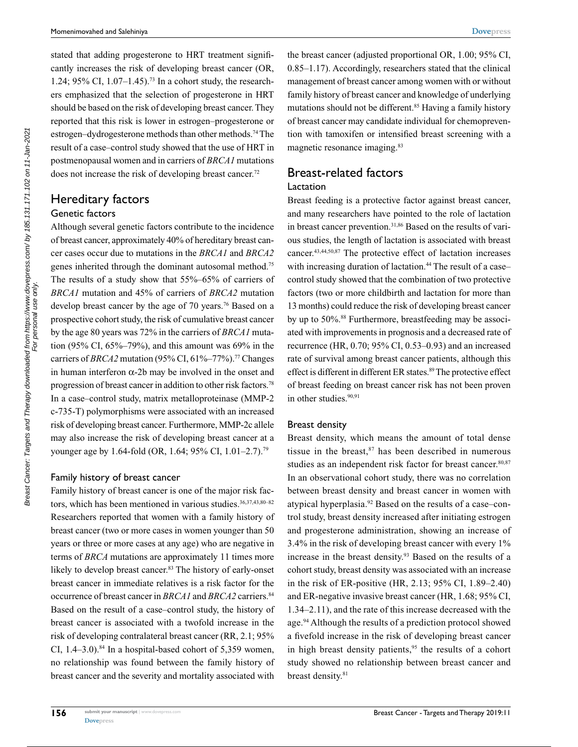stated that adding progesterone to HRT treatment significantly increases the risk of developing breast cancer (OR, 1.24; 95% CI, 1.07–1.45).[73] In a cohort study, the researchers emphasized that the selection of progesterone in HRT should be based on the risk of developing breast cancer. They reported that this risk is lower in estrogen–progesterone or estrogen–dydrogesterone methods than other methods.[74] The result of a case–control study showed that the use of HRT in postmenopausal women and in carriers of *BRCA1* mutations does not increase the risk of developing breast cancer.[72]

## Hereditary factors

### Genetic factors

Although several genetic factors contribute to the incidence of breast cancer, approximately 40% of hereditary breast cancer cases occur due to mutations in the *BRCA1* and *BRCA2* genes inherited through the dominant autosomal method.[75] The results of a study show that 55%–65% of carriers of *BRCA1* mutation and 45% of carriers of *BRCA2* mutation develop breast cancer by the age of 70 years.[76] Based on a prospective cohort study, the risk of cumulative breast cancer by the age 80 years was 72% in the carriers of *BRCA1* mutation (95% CI, 65%–79%), and this amount was 69% in the carriers of *BRCA2* mutation (95% CI, 61%–77%).[77] Changes in human interferon α-2b may be involved in the onset and progression of breast cancer in addition to other risk factors.[78] In a case–control study, matrix metalloproteinase (MMP-2 c-735-T) polymorphisms were associated with an increased risk of developing breast cancer. Furthermore, MMP-2c allele may also increase the risk of developing breast cancer at a younger age by 1.64-fold (OR, 1.64; 95% CI, 1.01–2.7).[79]

### Family history of breast cancer

Family history of breast cancer is one of the major risk factors, which has been mentioned in various studies.[36,37,43,80–82] Researchers reported that women with a family history of breast cancer (two or more cases in women younger than 50 years or three or more cases at any age) who are negative in terms of *BRCA* mutations are approximately 11 times more likely to develop breast cancer.[83] The history of early-onset breast cancer in immediate relatives is a risk factor for the occurrence of breast cancer in *BRCA1* and *BRCA2* carriers.[84] Based on the result of a case–control study, the history of breast cancer is associated with a twofold increase in the risk of developing contralateral breast cancer (RR, 2.1; 95% CI, 1.4–3.0).[84] In a hospital-based cohort of 5,359 women, no relationship was found between the family history of breast cancer and the severity and mortality associated with the breast cancer (adjusted proportional OR, 1.00; 95% CI, 0.85–1.17). Accordingly, researchers stated that the clinical management of breast cancer among women with or without family history of breast cancer and knowledge of underlying mutations should not be different.[85] Having a family history of breast cancer may candidate individual for chemoprevention with tamoxifen or intensified breast screening with a magnetic resonance imaging.[83]

## Breast-related factors

### Lactation

Breast feeding is a protective factor against breast cancer, and many researchers have pointed to the role of lactation in breast cancer prevention.[31,86] Based on the results of various studies, the length of lactation is associated with breast cancer.[43,44,50,87] The protective effect of lactation increases with increasing duration of lactation.[44] The result of a case–control study showed that the combination of two protective factors (two or more childbirth and lactation for more than 13 months) could reduce the risk of developing breast cancer by up to 50%.[88] Furthermore, breastfeeding may be associated with improvements in prognosis and a decreased rate of recurrence (HR, 0.70; 95% CI, 0.53–0.93) and an increased rate of survival among breast cancer patients, although this effect is different in different ER states.[89] The protective effect of breast feeding on breast cancer risk has not been proven in other studies.[90,91]

### Breast density

Breast density, which means the amount of total dense tissue in the breast,[87] has been described in numerous studies as an independent risk factor for breast cancer.[80,87] In an observational cohort study, there was no correlation between breast density and breast cancer in women with atypical hyperplasia.[92] Based on the results of a case–control study, breast density increased after initiating estrogen and progesterone administration, showing an increase of 3.4% in the risk of developing breast cancer with every 1% increase in the breast density.[93] Based on the results of a cohort study, breast density was associated with an increase in the risk of ER-positive (HR, 2.13; 95% CI, 1.89–2.40) and ER-negative invasive breast cancer (HR, 1.68; 95% CI, 1.34–2.11), and the rate of this increase decreased with the age.[94] Although the results of a prediction protocol showed a fivefold increase in the risk of developing breast cancer in high breast density patients,[95] the results of a cohort study showed no relationship between breast cancer and breast density.[81]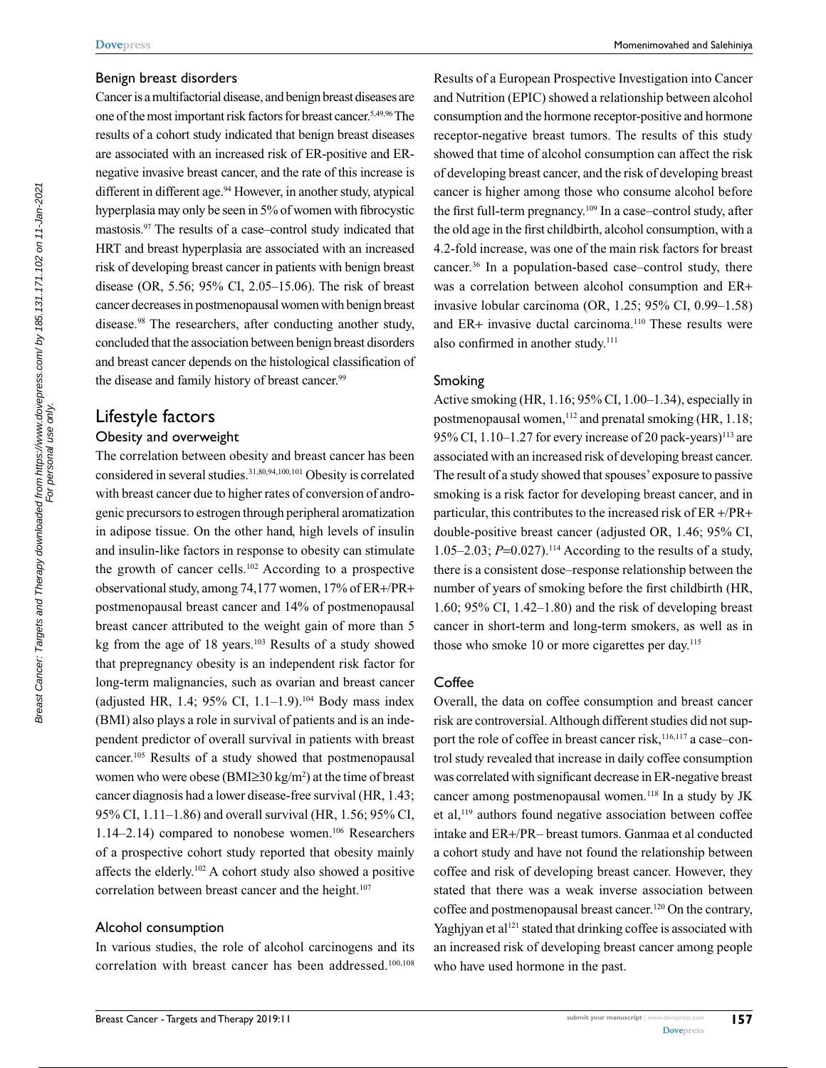### Benign breast disorders

Cancer is a multifactorial disease, and benign breast diseases are one of the most important risk factors for breast cancer.[5,49,96] The results of a cohort study indicated that benign breast diseases are associated with an increased risk of ER-positive and ER-negative invasive breast cancer, and the rate of this increase is different in different age.[94] However, in another study, atypical hyperplasia may only be seen in 5% of women with fibrocystic mastosis.[97] The results of a case–control study indicated that HRT and breast hyperplasia are associated with an increased risk of developing breast cancer in patients with benign breast disease (OR, 5.56; 95% CI, 2.05–15.06). The risk of breast cancer decreases in postmenopausal women with benign breast disease.[98] The researchers, after conducting another study, concluded that the association between benign breast disorders and breast cancer depends on the histological classification of the disease and family history of breast cancer.[99]

## Lifestyle factors

### Obesity and overweight

The correlation between obesity and breast cancer has been considered in several studies.[31,80,94,100,101] Obesity is correlated with breast cancer due to higher rates of conversion of androgenic precursors to estrogen through peripheral aromatization in adipose tissue. On the other hand, high levels of insulin and insulin-like factors in response to obesity can stimulate the growth of cancer cells.[102] According to a prospective observational study, among 74,177 women, 17% of ER+/PR+ postmenopausal breast cancer and 14% of postmenopausal breast cancer attributed to the weight gain of more than 5 kg from the age of 18 years.[103] Results of a study showed that prepregnancy obesity is an independent risk factor for long-term malignancies, such as ovarian and breast cancer (adjusted HR, 1.4; 95% CI, 1.1–1.9).[104] Body mass index (BMI) also plays a role in survival of patients and is an independent predictor of overall survival in patients with breast cancer.[105] Results of a study showed that postmenopausal women who were obese (BMI≥30 kg/m$^2$) at the time of breast cancer diagnosis had a lower disease-free survival (HR, 1.43; 95% CI, 1.11–1.86) and overall survival (HR, 1.56; 95% CI, 1.14–2.14) compared to nonobese women.[106] Researchers of a prospective cohort study reported that obesity mainly affects the elderly.[102] A cohort study also showed a positive correlation between breast cancer and the height.[107]

### Alcohol consumption

In various studies, the role of alcohol carcinogens and its correlation with breast cancer has been addressed.[100,108] Results of a European Prospective Investigation into Cancer and Nutrition (EPIC) showed a relationship between alcohol consumption and the hormone receptor-positive and hormone receptor-negative breast tumors. The results of this study showed that time of alcohol consumption can affect the risk of developing breast cancer, and the risk of developing breast cancer is higher among those who consume alcohol before the first full-term pregnancy.[109] In a case–control study, after the old age in the first childbirth, alcohol consumption, with a 4.2-fold increase, was one of the main risk factors for breast cancer.[36] In a population-based case–control study, there was a correlation between alcohol consumption and ER+ invasive lobular carcinoma (OR, 1.25; 95% CI, 0.99–1.58) and ER+ invasive ductal carcinoma.[110] These results were also confirmed in another study.[111]

### Smoking

Active smoking (HR, 1.16; 95% CI, 1.00–1.34), especially in postmenopausal women,[112] and prenatal smoking (HR, 1.18; 95% CI, 1.10–1.27 for every increase of 20 pack-years)[113] are associated with an increased risk of developing breast cancer. The result of a study showed that spouses' exposure to passive smoking is a risk factor for developing breast cancer, and in particular, this contributes to the increased risk of ER +/PR+ double-positive breast cancer (adjusted OR, 1.46; 95% CI, 1.05–2.03; *P*=0.027).[114] According to the results of a study, there is a consistent dose–response relationship between the number of years of smoking before the first childbirth (HR, 1.60; 95% CI, 1.42–1.80) and the risk of developing breast cancer in short-term and long-term smokers, as well as in those who smoke 10 or more cigarettes per day.[115]

### Coffee

Overall, the data on coffee consumption and breast cancer risk are controversial. Although different studies did not support the role of coffee in breast cancer risk,[116,117] a case–control study revealed that increase in daily coffee consumption was correlated with significant decrease in ER-negative breast cancer among postmenopausal women.[118] In a study by JK et al,[119] authors found negative association between coffee intake and ER+/PR– breast tumors. Ganmaa et al conducted a cohort study and have not found the relationship between coffee and risk of developing breast cancer. However, they stated that there was a weak inverse association between coffee and postmenopausal breast cancer.[120] On the contrary, Yaghjyan et al[121] stated that drinking coffee is associated with an increased risk of developing breast cancer among people who have used hormone in the past.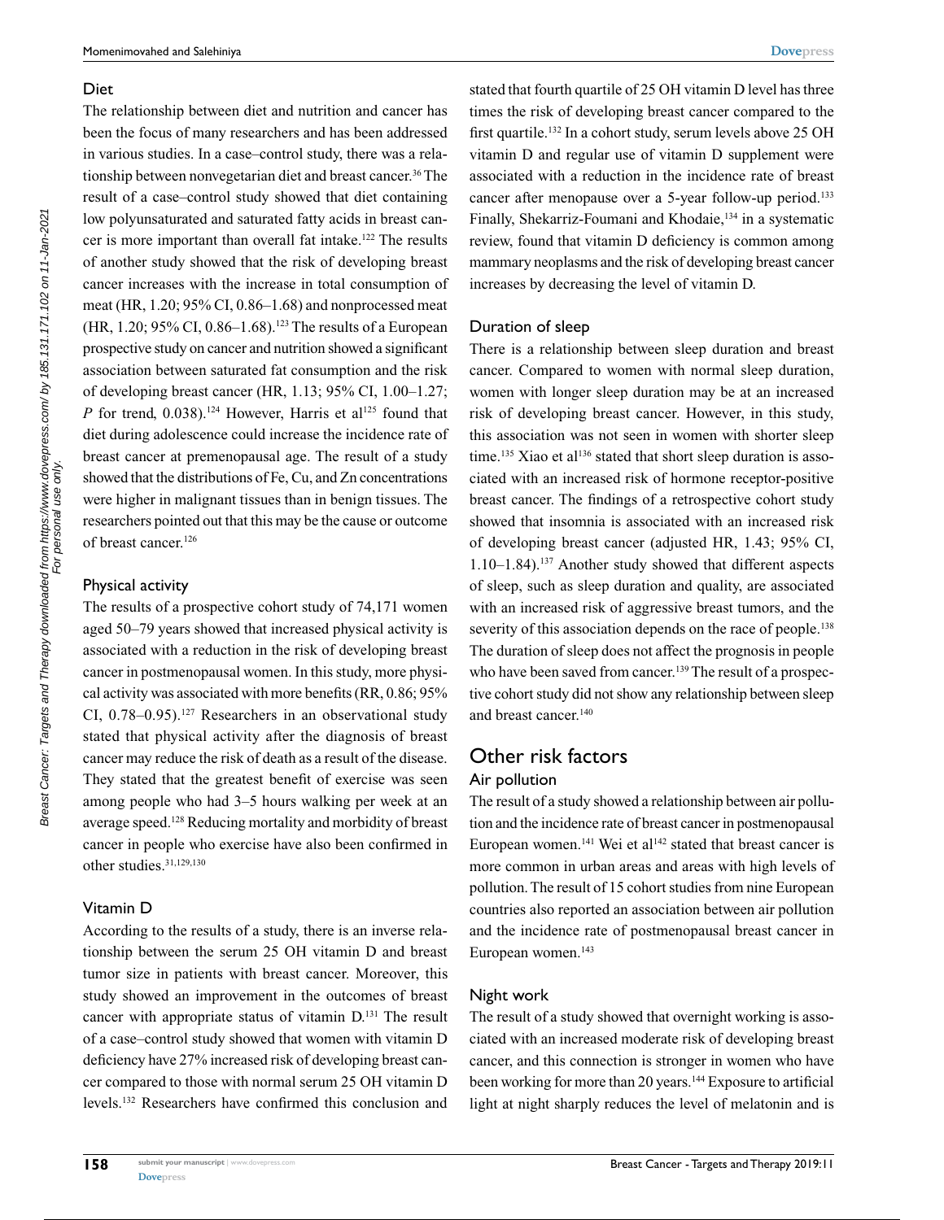### Diet

The relationship between diet and nutrition and cancer has been the focus of many researchers and has been addressed in various studies. In a case–control study, there was a relationship between nonvegetarian diet and breast cancer.[36] The result of a case–control study showed that diet containing low polyunsaturated and saturated fatty acids in breast cancer is more important than overall fat intake.[122] The results of another study showed that the risk of developing breast cancer increases with the increase in total consumption of meat (HR, 1.20; 95% CI, 0.86–1.68) and nonprocessed meat (HR, 1.20; 95% CI, 0.86–1.68).[123] The results of a European prospective study on cancer and nutrition showed a significant association between saturated fat consumption and the risk of developing breast cancer (HR, 1.13; 95% CI, 1.00–1.27; *P* for trend, 0.038).[124] However, Harris et al[125] found that diet during adolescence could increase the incidence rate of breast cancer at premenopausal age. The result of a study showed that the distributions of Fe, Cu, and Zn concentrations were higher in malignant tissues than in benign tissues. The researchers pointed out that this may be the cause or outcome of breast cancer.[126]

### Physical activity

The results of a prospective cohort study of 74,171 women aged 50–79 years showed that increased physical activity is associated with a reduction in the risk of developing breast cancer in postmenopausal women. In this study, more physical activity was associated with more benefits (RR, 0.86; 95% CI, 0.78–0.95).[127] Researchers in an observational study stated that physical activity after the diagnosis of breast cancer may reduce the risk of death as a result of the disease. They stated that the greatest benefit of exercise was seen among people who had 3–5 hours walking per week at an average speed.[128] Reducing mortality and morbidity of breast cancer in people who exercise have also been confirmed in other studies.[31,129,130]

### Vitamin D

According to the results of a study, there is an inverse relationship between the serum 25 OH vitamin D and breast tumor size in patients with breast cancer. Moreover, this study showed an improvement in the outcomes of breast cancer with appropriate status of vitamin D.[131] The result of a case–control study showed that women with vitamin D deficiency have 27% increased risk of developing breast cancer compared to those with normal serum 25 OH vitamin D levels.[132] Researchers have confirmed this conclusion and stated that fourth quartile of 25 OH vitamin D level has three times the risk of developing breast cancer compared to the first quartile.[132] In a cohort study, serum levels above 25 OH vitamin D and regular use of vitamin D supplement were associated with a reduction in the incidence rate of breast cancer after menopause over a 5-year follow-up period.[133] Finally, Shekarriz-Foumani and Khodaie,[134] in a systematic review, found that vitamin D deficiency is common among mammary neoplasms and the risk of developing breast cancer increases by decreasing the level of vitamin D.

### Duration of sleep

There is a relationship between sleep duration and breast cancer. Compared to women with normal sleep duration, women with longer sleep duration may be at an increased risk of developing breast cancer. However, in this study, this association was not seen in women with shorter sleep time.[135] Xiao et al[136] stated that short sleep duration is associated with an increased risk of hormone receptor-positive breast cancer. The findings of a retrospective cohort study showed that insomnia is associated with an increased risk of developing breast cancer (adjusted HR, 1.43; 95% CI, 1.10–1.84).[137] Another study showed that different aspects of sleep, such as sleep duration and quality, are associated with an increased risk of aggressive breast tumors, and the severity of this association depends on the race of people.[138] The duration of sleep does not affect the prognosis in people who have been saved from cancer.[139] The result of a prospective cohort study did not show any relationship between sleep and breast cancer.[140]

## Other risk factors

### Air pollution

The result of a study showed a relationship between air pollution and the incidence rate of breast cancer in postmenopausal European women.[141] Wei et al[142] stated that breast cancer is more common in urban areas and areas with high levels of pollution. The result of 15 cohort studies from nine European countries also reported an association between air pollution and the incidence rate of postmenopausal breast cancer in European women.[143]

### Night work

The result of a study showed that overnight working is associated with an increased moderate risk of developing breast cancer, and this connection is stronger in women who have been working for more than 20 years.[144] Exposure to artificial light at night sharply reduces the level of melatonin and is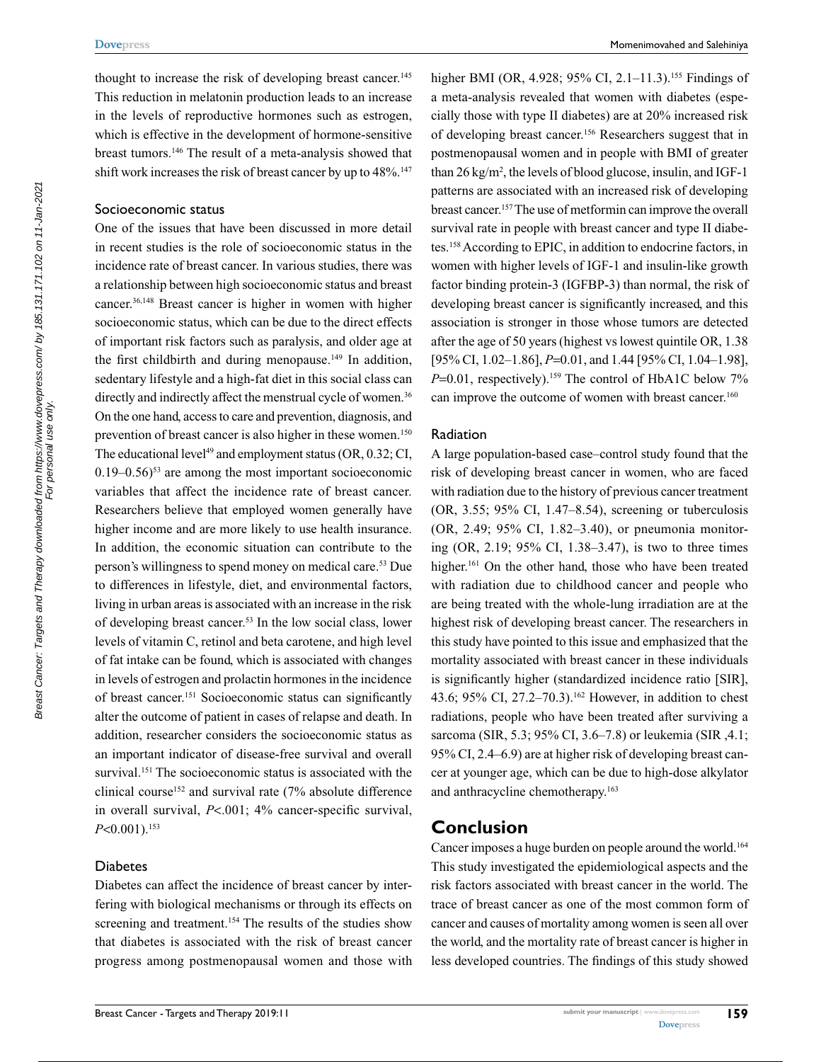thought to increase the risk of developing breast cancer.[145] This reduction in melatonin production leads to an increase in the levels of reproductive hormones such as estrogen, which is effective in the development of hormone-sensitive breast tumors.[146] The result of a meta-analysis showed that shift work increases the risk of breast cancer by up to 48%.[147]

### Socioeconomic status

One of the issues that have been discussed in more detail in recent studies is the role of socioeconomic status in the incidence rate of breast cancer. In various studies, there was a relationship between high socioeconomic status and breast cancer.[36,148] Breast cancer is higher in women with higher socioeconomic status, which can be due to the direct effects of important risk factors such as paralysis, and older age at the first childbirth and during menopause.[149] In addition, sedentary lifestyle and a high-fat diet in this social class can directly and indirectly affect the menstrual cycle of women.[36] On the one hand, access to care and prevention, diagnosis, and prevention of breast cancer is also higher in these women.[150] The educational level[49] and employment status (OR, 0.32; CI, 0.19–0.56)[53] are among the most important socioeconomic variables that affect the incidence rate of breast cancer. Researchers believe that employed women generally have higher income and are more likely to use health insurance. In addition, the economic situation can contribute to the person's willingness to spend money on medical care.[53] Due to differences in lifestyle, diet, and environmental factors, living in urban areas is associated with an increase in the risk of developing breast cancer.[53] In the low social class, lower levels of vitamin C, retinol and beta carotene, and high level of fat intake can be found, which is associated with changes in levels of estrogen and prolactin hormones in the incidence of breast cancer.[151] Socioeconomic status can significantly alter the outcome of patient in cases of relapse and death. In addition, researcher considers the socioeconomic status as an important indicator of disease-free survival and overall survival.[151] The socioeconomic status is associated with the clinical course[152] and survival rate (7% absolute difference in overall survival, $P$<.001; 4% cancer-specific survival, $P$<0.001).[153]

### Diabetes

Diabetes can affect the incidence of breast cancer by interfering with biological mechanisms or through its effects on screening and treatment.[154] The results of the studies show that diabetes is associated with the risk of breast cancer progress among postmenopausal women and those with higher BMI (OR, 4.928; 95% CI, 2.1–11.3).[155] Findings of a meta-analysis revealed that women with diabetes (especially those with type II diabetes) are at 20% increased risk of developing breast cancer.[156] Researchers suggest that in postmenopausal women and in people with BMI of greater than 26 kg/m$^2$, the levels of blood glucose, insulin, and IGF-1 patterns are associated with an increased risk of developing breast cancer.[157] The use of metformin can improve the overall survival rate in people with breast cancer and type II diabetes.[158] According to EPIC, in addition to endocrine factors, in women with higher levels of IGF-1 and insulin-like growth factor binding protein-3 (IGFBP-3) than normal, the risk of developing breast cancer is significantly increased, and this association is stronger in those whose tumors are detected after the age of 50 years (highest vs lowest quintile OR, 1.38 [95% CI, 1.02–1.86], $P$=0.01, and 1.44 [95% CI, 1.04–1.98], $P$=0.01, respectively).[159] The control of HbA1C below 7% can improve the outcome of women with breast cancer.[160]

### Radiation

A large population-based case–control study found that the risk of developing breast cancer in women, who are faced with radiation due to the history of previous cancer treatment (OR, 3.55; 95% CI, 1.47–8.54), screening or tuberculosis (OR, 2.49; 95% CI, 1.82–3.40), or pneumonia monitoring (OR, 2.19; 95% CI, 1.38–3.47), is two to three times higher.[161] On the other hand, those who have been treated with radiation due to childhood cancer and people who are being treated with the whole-lung irradiation are at the highest risk of developing breast cancer. The researchers in this study have pointed to this issue and emphasized that the mortality associated with breast cancer in these individuals is significantly higher (standardized incidence ratio [SIR], 43.6; 95% CI, 27.2–70.3).[162] However, in addition to chest radiations, people who have been treated after surviving a sarcoma (SIR, 5.3; 95% CI, 3.6–7.8) or leukemia (SIR ,4.1; 95% CI, 2.4–6.9) are at higher risk of developing breast cancer at younger age, which can be due to high-dose alkylator and anthracycline chemotherapy.[163]

## Conclusion

Cancer imposes a huge burden on people around the world.[164] This study investigated the epidemiological aspects and the risk factors associated with breast cancer in the world. The trace of breast cancer as one of the most common form of cancer and causes of mortality among women is seen all over the world, and the mortality rate of breast cancer is higher in less developed countries. The findings of this study showed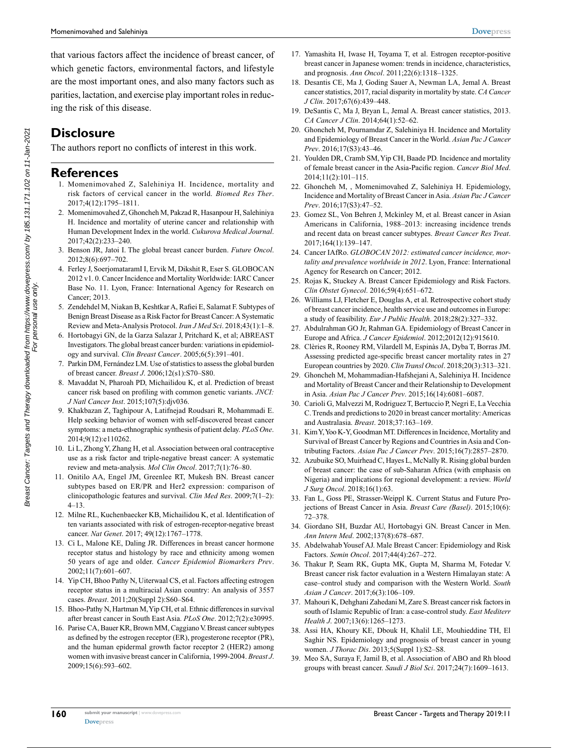that various factors affect the incidence of breast cancer, of which genetic factors, environmental factors, and lifestyle are the most important ones, and also many factors such as parities, lactation, and exercise play important roles in reducing the risk of this disease.

## Disclosure

The authors report no conflicts of interest in this work.

## References

1. Momenimovahed Z, Salehiniya H. Incidence, mortality and risk factors of cervical cancer in the world. *Biomed Res Ther*. 2017;4(12):1795–1811.
2. Momenimovahed Z, Ghoncheh M, Pakzad R, Hasanpour H, Salehiniya H. Incidence and mortality of uterine cancer and relationship with Human Development Index in the world. *Cukurova Medical Journal*. 2017;42(2):233–240.
3. Benson JR, Jatoi I. The global breast cancer burden. *Future Oncol*. 2012;8(6):697–702.
4. Ferley J, SoerjomataramI I, Ervik M, Dikshit R, Eser S. GLOBOCAN 2012 v1. 0. Cancer Incidence and Mortality Worldwide: IARC Cancer Base No. 11. Lyon, France: International Agency for Research on Cancer; 2013.
5. Zendehdel M, Niakan B, Keshtkar A, Rafiei E, Salamat F. Subtypes of Benign Breast Disease as a Risk Factor for Breast Cancer: A Systematic Review and Meta-Analysis Protocol. *Iran J Med Sci*. 2018;43(1):1–8.
6. Hortobagyi GN, de la Garza Salazar J, Pritchard K, et al; ABREAST Investigators. The global breast cancer burden: variations in epidemiology and survival. *Clin Breast Cancer*. 2005;6(5):391–401.
7. Parkin DM, Fernández LM. Use of statistics to assess the global burden of breast cancer. *Breast J*. 2006;12(s1):S70–S80.
8. Mavaddat N, Pharoah PD, Michailidou K, et al. Prediction of breast cancer risk based on profiling with common genetic variants. *JNCI: J Natl Cancer Inst*. 2015;107(5):djv036.
9. Khakbazan Z, Taghipour A, Latifnejad Roudsari R, Mohammadi E. Help seeking behavior of women with self-discovered breast cancer symptoms: a meta-ethnographic synthesis of patient delay. *PLoS One*. 2014;9(12):e110262.
10. Li L, Zhong Y, Zhang H, et al. Association between oral contraceptive use as a risk factor and triple-negative breast cancer: A systematic review and meta-analysis. *Mol Clin Oncol*. 2017;7(1):76–80.
11. Onitilo AA, Engel JM, Greenlee RT, Mukesh BN. Breast cancer subtypes based on ER/PR and Her2 expression: comparison of clinicopathologic features and survival. *Clin Med Res*. 2009;7(1–2):4–13.
12. Milne RL, Kuchenbaecker KB, Michailidou K, et al. Identification of ten variants associated with risk of estrogen-receptor-negative breast cancer. *Nat Genet*. 2017; 49(12):1767–1778.
13. Ci L, Malone KE, Daling JR. Differences in breast cancer hormone receptor status and histology by race and ethnicity among women 50 years of age and older. *Cancer Epidemiol Biomarkers Prev*. 2002;11(7):601–607.
14. Yip CH, Bhoo Pathy N, Uiterwaal CS, et al. Factors affecting estrogen receptor status in a multiracial Asian country: An analysis of 3557 cases. *Breast*. 2011;20(Suppl 2):S60–S64.
15. Bhoo-Pathy N, Hartman M, Yip CH, et al. Ethnic differences in survival after breast cancer in South East Asia. *PLoS One*. 2012;7(2):e30995.
16. Parise CA, Bauer KR, Brown MM, Caggiano V. Breast cancer subtypes as defined by the estrogen receptor (ER), progesterone receptor (PR), and the human epidermal growth factor receptor 2 (HER2) among women with invasive breast cancer in California, 1999-2004. *Breast J*. 2009;15(6):593–602.
17. Yamashita H, Iwase H, Toyama T, et al. Estrogen receptor-positive breast cancer in Japanese women: trends in incidence, characteristics, and prognosis. *Ann Oncol*. 2011;22(6):1318–1325.
18. Desantis CE, Ma J, Goding Sauer A, Newman LA, Jemal A. Breast cancer statistics, 2017, racial disparity in mortality by state. *CA Cancer J Clin*. 2017;67(6):439–448.
19. DeSantis C, Ma J, Bryan L, Jemal A. Breast cancer statistics, 2013. *CA Cancer J Clin*. 2014;64(1):52–62.
20. Ghoncheh M, Pournamdar Z, Salehiniya H. Incidence and Mortality and Epidemiology of Breast Cancer in the World. *Asian Pac J Cancer Prev*. 2016;17(S3):43–46.
21. Youlden DR, Cramb SM, Yip CH, Baade PD. Incidence and mortality of female breast cancer in the Asia-Pacific region. *Cancer Biol Med*. 2014;11(2):101–115.
22. Ghoncheh M, , Momenimovahed Z, Salehiniya H. Epidemiology, Incidence and Mortality of Breast Cancer in Asia. *Asian Pac J Cancer Prev*. 2016;17(S3):47–52.
23. Gomez SL, Von Behren J, Mckinley M, et al. Breast cancer in Asian Americans in California, 1988–2013: increasing incidence trends and recent data on breast cancer subtypes. *Breast Cancer Res Treat*. 2017;164(1):139–147.
24. Cancer IAfRo. *GLOBOCAN 2012: estimated cancer incidence, mortality and prevalence worldwide in 2012*. Lyon, France: International Agency for Research on Cancer; 2012.
25. Rojas K, Stuckey A. Breast Cancer Epidemiology and Risk Factors. *Clin Obstet Gynecol*. 2016;59(4):651–672.
26. Williams LJ, Fletcher E, Douglas A, et al. Retrospective cohort study of breast cancer incidence, health service use and outcomes in Europe: a study of feasibility. *Eur J Public Health*. 2018;28(2):327–332.
27. Abdulrahman GO Jr, Rahman GA. Epidemiology of Breast Cancer in Europe and Africa. *J Cancer Epidemiol*. 2012;2012(12):915610.
28. Clèries R, Rooney RM, Vilardell M, Espinàs JA, Dyba T, Borras JM. Assessing predicted age-specific breast cancer mortality rates in 27 European countries by 2020. *Clin Transl Oncol*. 2018;20(3):313–321.
29. Ghoncheh M, Mohammadian-Hafshejani A, Salehiniya H. Incidence and Mortality of Breast Cancer and their Relationship to Development in Asia. *Asian Pac J Cancer Prev*. 2015;16(14):6081–6087.
30. Carioli G, Malvezzi M, Rodriguez T, Bertuccio P, Negri E, La Vecchia C. Trends and predictions to 2020 in breast cancer mortality: Americas and Australasia. *Breast*. 2018;37:163–169.
31. Kim Y, Yoo K-Y, Goodman MT. Differences in Incidence, Mortality and Survival of Breast Cancer by Regions and Countries in Asia and Contributing Factors. *Asian Pac J Cancer Prev*. 2015;16(7):2857–2870.
32. Azubuike SO, Muirhead C, Hayes L, McNally R. Rising global burden of breast cancer: the case of sub-Saharan Africa (with emphasis on Nigeria) and implications for regional development: a review. *World J Surg Oncol*. 2018;16(1):63.
33. Fan L, Goss PE, Strasser-Weippl K. Current Status and Future Projections of Breast Cancer in Asia. *Breast Care (Basel)*. 2015;10(6):72–378.
34. Giordano SH, Buzdar AU, Hortobagyi GN. Breast Cancer in Men. *Ann Intern Med*. 2002;137(8):678–687.
35. Abdelwahab Yousef AJ. Male Breast Cancer: Epidemiology and Risk Factors. *Semin Oncol*. 2017;44(4):267–272.
36. Thakur P, Seam RK, Gupta MK, Gupta M, Sharma M, Fotedar V. Breast cancer risk factor evaluation in a Western Himalayan state: A case–control study and comparison with the Western World. *South Asian J Cancer*. 2017;6(3):106–109.
37. Mahouri K, Dehghani Zahedani M, Zare S. Breast cancer risk factors in south of Islamic Republic of Iran: a case-control study. *East Mediterr Health J*. 2007;13(6):1265–1273.
38. Assi HA, Khoury KE, Dbouk H, Khalil LE, Mouhieddine TH, El Saghir NS. Epidemiology and prognosis of breast cancer in young women. *J Thorac Dis*. 2013;5(Suppl 1):S2–S8.
39. Meo SA, Suraya F, Jamil B, et al. Association of ABO and Rh blood groups with breast cancer. *Saudi J Biol Sci*. 2017;24(7):1609–1613.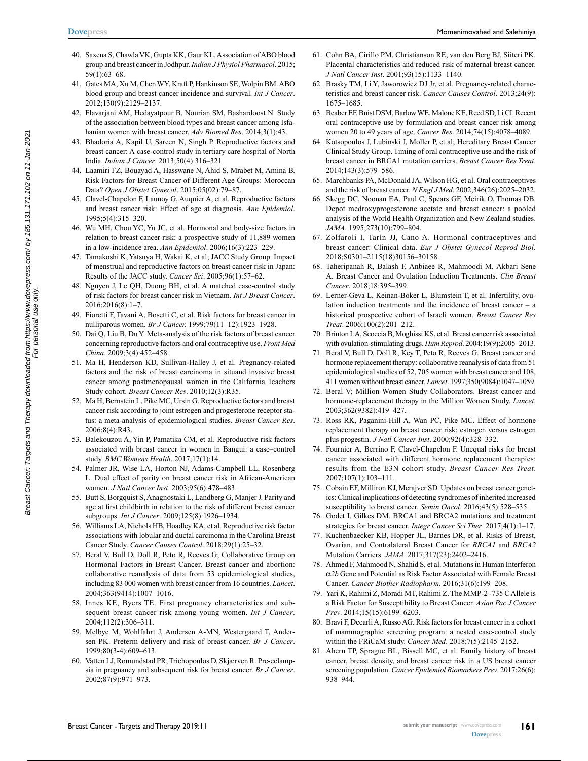40. Saxena S, Chawla VK, Gupta KK, Gaur KL. Association of ABO blood group and breast cancer in Jodhpur. *Indian J Physiol Pharmacol*. 2015; 59(1):63–68.
41. Gates MA, Xu M, Chen WY, Kraft P, Hankinson SE, Wolpin BM. ABO blood group and breast cancer incidence and survival. *Int J Cancer*. 2012;130(9):2129–2137.
42. Flavarjani AM, Hedayatpour B, Nourian SM, Bashardoost N. Study of the association between blood types and breast cancer among Isfahanian women with breast cancer. *Adv Biomed Res*. 2014;3(1):43.
43. Bhadoria A, Kapil U, Sareen N, Singh P. Reproductive factors and breast cancer: A case-control study in tertiary care hospital of North India. *Indian J Cancer*. 2013;50(4):316–321.
44. Laamiri FZ, Bouayad A, Hasswane N, Ahid S, Mrabet M, Amina B. Risk Factors for Breast Cancer of Different Age Groups: Moroccan Data? *Open J Obstet Gynecol*. 2015;05(02):79–87.
45. Clavel-Chapelon F, Launoy G, Auquier A, et al. Reproductive factors and breast cancer risk: Effect of age at diagnosis. *Ann Epidemiol*. 1995;5(4):315–320.
46. Wu MH, Chou YC, Yu JC, et al. Hormonal and body-size factors in relation to breast cancer risk: a prospective study of 11,889 women in a low-incidence area. *Ann Epidemiol*. 2006;16(3):223–229.
47. Tamakoshi K, Yatsuya H, Wakai K, et al; JACC Study Group. Impact of menstrual and reproductive factors on breast cancer risk in Japan: Results of the JACC study. *Cancer Sci*. 2005;96(1):57–62.
48. Nguyen J, Le QH, Duong BH, et al. A matched case-control study of risk factors for breast cancer risk in Vietnam. *Int J Breast Cancer*. 2016;2016(8):1–7.
49. Fioretti F, Tavani A, Bosetti C, et al. Risk factors for breast cancer in nulliparous women. *Br J Cancer.* 1999;79(11–12):1923–1928.
50. Dai Q, Liu B, Du Y. Meta-analysis of the risk factors of breast cancer concerning reproductive factors and oral contraceptive use. *Front Med China*. 2009;3(4):452–458.
51. Ma H, Henderson KD, Sullivan-Halley J, et al. Pregnancy-related factors and the risk of breast carcinoma in situand invasive breast cancer among postmenopausal women in the California Teachers Study cohort. *Breast Cancer Res*. 2010;12(3):R35.
52. Ma H, Bernstein L, Pike MC, Ursin G. Reproductive factors and breast cancer risk according to joint estrogen and progesterone receptor status: a meta-analysis of epidemiological studies. *Breast Cancer Res*. 2006;8(4):R43.
53. Balekouzou A, Yin P, Pamatika CM, et al. Reproductive risk factors associated with breast cancer in women in Bangui: a case–control study. *BMC Womens Health*. 2017;17(1):14.
54. Palmer JR, Wise LA, Horton NJ, Adams-Campbell LL, Rosenberg L. Dual effect of parity on breast cancer risk in African-American women. *J Natl Cancer Inst*. 2003;95(6):478–483.
55. Butt S, Borgquist S, Anagnostaki L, Landberg G, Manjer J. Parity and age at first childbirth in relation to the risk of different breast cancer subgroups. *Int J Cancer*. 2009;125(8):1926–1934.
56. Williams LA, Nichols HB, Hoadley KA, et al. Reproductive risk factor associations with lobular and ductal carcinoma in the Carolina Breast Cancer Study. *Cancer Causes Control*. 2018;29(1):25–32.
57. Beral V, Bull D, Doll R, Peto R, Reeves G; Collaborative Group on Hormonal Factors in Breast Cancer. Breast cancer and abortion: collaborative reanalysis of data from 53 epidemiological studies, including 83 000 women with breast cancer from 16 countries. *Lancet*. 2004;363(9414):1007–1016.
58. Innes KE, Byers TE. First pregnancy characteristics and subsequent breast cancer risk among young women. *Int J Cancer*. 2004;112(2):306–311.
59. Melbye M, Wohlfahrt J, Andersen A-MN, Westergaard T, Andersen PK. Preterm delivery and risk of breast cancer. *Br J Cancer*. 1999;80(3-4):609–613.
60. Vatten LJ, Romundstad PR, Trichopoulos D, Skjærven R. Pre-eclampsia in pregnancy and subsequent risk for breast cancer. *Br J Cancer*. 2002;87(9):971–973.
61. Cohn BA, Cirillo PM, Christianson RE, van den Berg BJ, Siiteri PK. Placental characteristics and reduced risk of maternal breast cancer. *J Natl Cancer Inst*. 2001;93(15):1133–1140.
62. Brasky TM, Li Y, Jaworowicz DJ Jr, et al. Pregnancy-related characteristics and breast cancer risk. *Cancer Causes Control*. 2013;24(9): 1675–1685.
63. Beaber EF, Buist DSM, Barlow WE, Malone KE, Reed SD, Li CI. Recent oral contraceptive use by formulation and breast cancer risk among women 20 to 49 years of age. *Cancer Res*. 2014;74(15):4078–4089.
64. Kotsopoulos J, Lubinski J, Moller P, et al; Hereditary Breast Cancer Clinical Study Group. Timing of oral contraceptive use and the risk of breast cancer in BRCA1 mutation carriers. *Breast Cancer Res Treat*. 2014;143(3):579–586.
65. Marchbanks PA, McDonald JA, Wilson HG, et al. Oral contraceptives and the risk of breast cancer. *N Engl J Med*. 2002;346(26):2025–2032.
66. Skegg DC, Noonan EA, Paul C, Spears GF, Meirik O, Thomas DB. Depot medroxyprogesterone acetate and breast cancer: a pooled analysis of the World Health Organization and New Zealand studies. *JAMA*. 1995;273(10):799–804.
67. Zolfaroli I, Tarín JJ, Cano A. Hormonal contraceptives and breast cancer: Clinical data. *Eur J Obstet Gynecol Reprod Biol.* 2018;S0301–2115(18)30156–30158.
68. Taheripanah R, Balash F, Anbiaee R, Mahmoodi M, Akbari Sene A. Breast Cancer and Ovulation Induction Treatments. *Clin Breast Cancer*. 2018;18:395–399.
69. Lerner-Geva L, Keinan-Boker L, Blumstein T, et al. Infertility, ovulation induction treatments and the incidence of breast cancer – a historical prospective cohort of Israeli women. *Breast Cancer Res Treat*. 2006;100(2):201–212.
70. Brinton LA, Scoccia B, Moghissi KS, et al. Breast cancer risk associated with ovulation-stimulating drugs. *Hum Reprod*. 2004;19(9):2005–2013.
71. Beral V, Bull D, Doll R, Key T, Peto R, Reeves G. Breast cancer and hormone replacement therapy: collaborative reanalysis of data from 51 epidemiological studies of 52, 705 women with breast cancer and 108, 411 women without breast cancer. *Lancet*. 1997;350(9084):1047–1059.
72. Beral V; Million Women Study Collaborators. Breast cancer and hormone-replacement therapy in the Million Women Study. *Lancet*. 2003;362(9382):419–427.
73. Ross RK, Paganini-Hill A, Wan PC, Pike MC. Effect of hormone replacement therapy on breast cancer risk: estrogen versus estrogen plus progestin. *J Natl Cancer Inst*. 2000;92(4):328–332.
74. Fournier A, Berrino F, Clavel-Chapelon F. Unequal risks for breast cancer associated with different hormone replacement therapies: results from the E3N cohort study. *Breast Cancer Res Treat*. 2007;107(1):103–111.
75. Cobain EF, Milliron KJ, Merajver SD. Updates on breast cancer genetics: Clinical implications of detecting syndromes of inherited increased susceptibility to breast cancer. *Semin Oncol*. 2016;43(5):528–535.
76. Godet I. Gilkes DM. BRCA1 and BRCA2 mutations and treatment strategies for breast cancer. *Integr Cancer Sci Ther*. 2017;4(1):1–17.
77. Kuchenbaecker KB, Hopper JL, Barnes DR, et al. Risks of Breast, Ovarian, and Contralateral Breast Cancer for *BRCA1* and *BRCA2* Mutation Carriers. *JAMA*. 2017;317(23):2402–2416.
78. Ahmed F, Mahmood N, Shahid S, et al. Mutations in Human Interferon *α2b* Gene and Potential as Risk Factor Associated with Female Breast Cancer. *Cancer Biother Radiopharm*. 2016;31(6):199–208.
79. Yari K, Rahimi Z, Moradi MT, Rahimi Z. The MMP-2 -735 C Allele is a Risk Factor for Susceptibility to Breast Cancer. *Asian Pac J Cancer Prev*. 2014;15(15):6199–6203.
80. Bravi F, Decarli A, Russo AG. Risk factors for breast cancer in a cohort of mammographic screening program: a nested case-control study within the FRiCaM study. *Cancer Med*. 2018;7(5):2145–2152.
81. Ahern TP, Sprague BL, Bissell MC, et al. Family history of breast cancer, breast density, and breast cancer risk in a US breast cancer screening population. *Cancer Epidemiol Biomarkers Prev*. 2017;26(6): 938–944.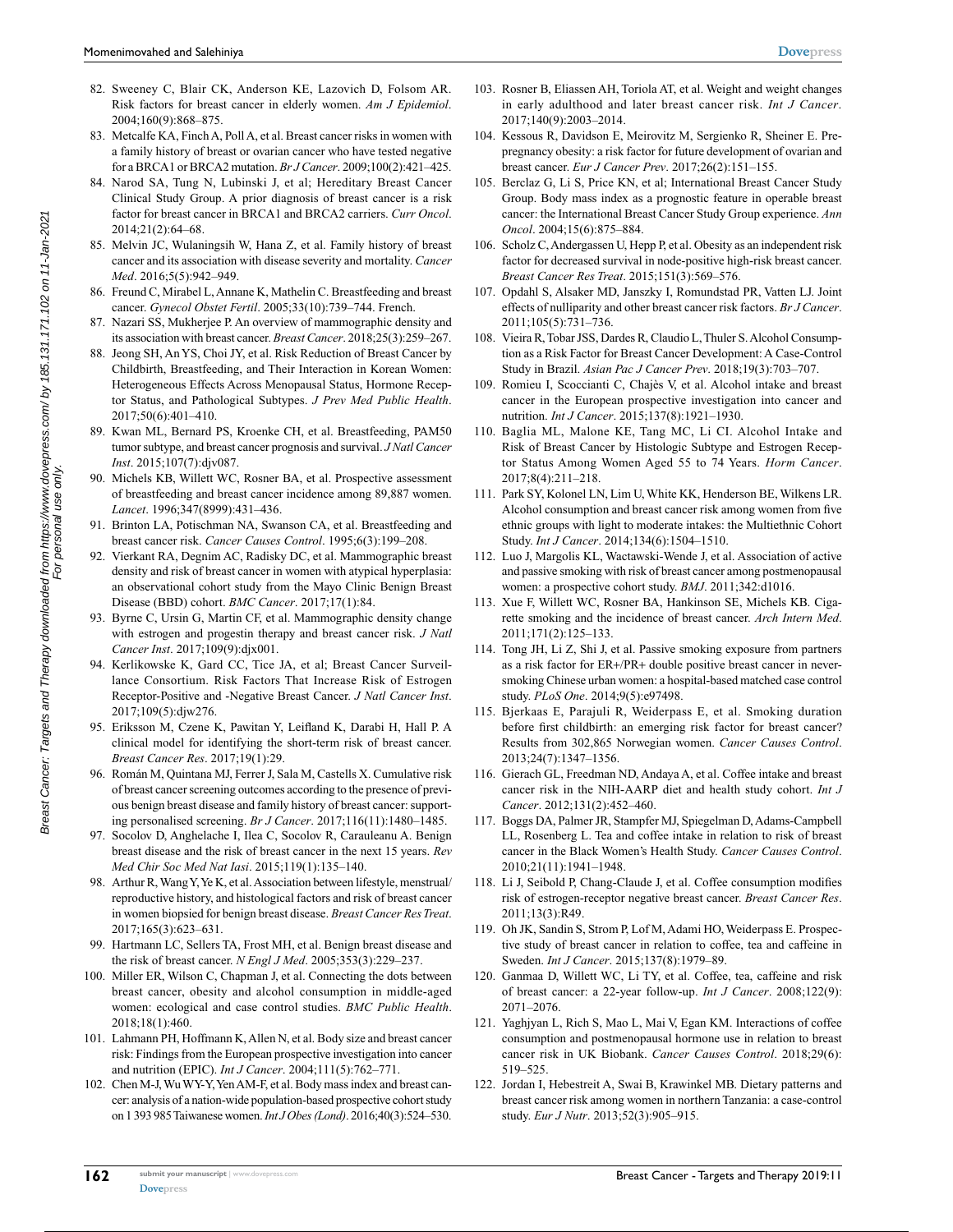82. Sweeney C, Blair CK, Anderson KE, Lazovich D, Folsom AR. Risk factors for breast cancer in elderly women. *Am J Epidemiol*. 2004;160(9):868–875.
83. Metcalfe KA, Finch A, Poll A, et al. Breast cancer risks in women with a family history of breast or ovarian cancer who have tested negative for a BRCA1 or BRCA2 mutation. *Br J Cancer*. 2009;100(2):421–425.
84. Narod SA, Tung N, Lubinski J, et al; Hereditary Breast Cancer Clinical Study Group. A prior diagnosis of breast cancer is a risk factor for breast cancer in BRCA1 and BRCA2 carriers. *Curr Oncol*. 2014;21(2):64–68.
85. Melvin JC, Wulaningsih W, Hana Z, et al. Family history of breast cancer and its association with disease severity and mortality. *Cancer Med*. 2016;5(5):942–949.
86. Freund C, Mirabel L, Annane K, Mathelin C. Breastfeeding and breast cancer. *Gynecol Obstet Fertil*. 2005;33(10):739–744. French.
87. Nazari SS, Mukherjee P. An overview of mammographic density and its association with breast cancer. *Breast Cancer*. 2018;25(3):259–267.
88. Jeong SH, An YS, Choi JY, et al. Risk Reduction of Breast Cancer by Childbirth, Breastfeeding, and Their Interaction in Korean Women: Heterogeneous Effects Across Menopausal Status, Hormone Receptor Status, and Pathological Subtypes. *J Prev Med Public Health*. 2017;50(6):401–410.
89. Kwan ML, Bernard PS, Kroenke CH, et al. Breastfeeding, PAM50 tumor subtype, and breast cancer prognosis and survival. *J Natl Cancer Inst*. 2015;107(7):djv087.
90. Michels KB, Willett WC, Rosner BA, et al. Prospective assessment of breastfeeding and breast cancer incidence among 89,887 women. *Lancet*. 1996;347(8999):431–436.
91. Brinton LA, Potischman NA, Swanson CA, et al. Breastfeeding and breast cancer risk. *Cancer Causes Control*. 1995;6(3):199–208.
92. Vierkant RA, Degnim AC, Radisky DC, et al. Mammographic breast density and risk of breast cancer in women with atypical hyperplasia: an observational cohort study from the Mayo Clinic Benign Breast Disease (BBD) cohort. *BMC Cancer*. 2017;17(1):84.
93. Byrne C, Ursin G, Martin CF, et al. Mammographic density change with estrogen and progestin therapy and breast cancer risk. *J Natl Cancer Inst*. 2017;109(9):djx001.
94. Kerlikowske K, Gard CC, Tice JA, et al; Breast Cancer Surveillance Consortium. Risk Factors That Increase Risk of Estrogen Receptor-Positive and -Negative Breast Cancer. *J Natl Cancer Inst*. 2017;109(5):djw276.
95. Eriksson M, Czene K, Pawitan Y, Leifland K, Darabi H, Hall P. A clinical model for identifying the short-term risk of breast cancer. *Breast Cancer Res*. 2017;19(1):29.
96. Román M, Quintana MJ, Ferrer J, Sala M, Castells X. Cumulative risk of breast cancer screening outcomes according to the presence of previous benign breast disease and family history of breast cancer: supporting personalised screening. *Br J Cancer*. 2017;116(11):1480–1485.
97. Socolov D, Anghelache I, Ilea C, Socolov R, Carauleanu A. Benign breast disease and the risk of breast cancer in the next 15 years. *Rev Med Chir Soc Med Nat Iasi*. 2015;119(1):135–140.
98. Arthur R, Wang Y, Ye K, et al. Association between lifestyle, menstrual/reproductive history, and histological factors and risk of breast cancer in women biopsied for benign breast disease. *Breast Cancer Res Treat*. 2017;165(3):623–631.
99. Hartmann LC, Sellers TA, Frost MH, et al. Benign breast disease and the risk of breast cancer. *N Engl J Med*. 2005;353(3):229–237.
100. Miller ER, Wilson C, Chapman J, et al. Connecting the dots between breast cancer, obesity and alcohol consumption in middle-aged women: ecological and case control studies. *BMC Public Health*. 2018;18(1):460.
101. Lahmann PH, Hoffmann K, Allen N, et al. Body size and breast cancer risk: Findings from the European prospective investigation into cancer and nutrition (EPIC). *Int J Cancer*. 2004;111(5):762–771.
102. Chen M-J, Wu WY-Y, Yen AM-F, et al. Body mass index and breast cancer: analysis of a nation-wide population-based prospective cohort study on 1 393 985 Taiwanese women. *Int J Obes (Lond)*. 2016;40(3):524–530.
103. Rosner B, Eliassen AH, Toriola AT, et al. Weight and weight changes in early adulthood and later breast cancer risk. *Int J Cancer*. 2017;140(9):2003–2014.
104. Kessous R, Davidson E, Meirovitz M, Sergienko R, Sheiner E. Prepregnancy obesity: a risk factor for future development of ovarian and breast cancer. *Eur J Cancer Prev*. 2017;26(2):151–155.
105. Berclaz G, Li S, Price KN, et al; International Breast Cancer Study Group. Body mass index as a prognostic feature in operable breast cancer: the International Breast Cancer Study Group experience. *Ann Oncol*. 2004;15(6):875–884.
106. Scholz C, Andergassen U, Hepp P, et al. Obesity as an independent risk factor for decreased survival in node-positive high-risk breast cancer. *Breast Cancer Res Treat*. 2015;151(3):569–576.
107. Opdahl S, Alsaker MD, Janszky I, Romundstad PR, Vatten LJ. Joint effects of nulliparity and other breast cancer risk factors. *Br J Cancer*. 2011;105(5):731–736.
108. Vieira R, Tobar JSS, Dardes R, Claudio L, Thuler S. Alcohol Consumption as a Risk Factor for Breast Cancer Development: A Case-Control Study in Brazil. *Asian Pac J Cancer Prev*. 2018;19(3):703–707.
109. Romieu I, Scoccianti C, Chajès V, et al. Alcohol intake and breast cancer in the European prospective investigation into cancer and nutrition. *Int J Cancer*. 2015;137(8):1921–1930.
110. Baglia ML, Malone KE, Tang MC, Li CI. Alcohol Intake and Risk of Breast Cancer by Histologic Subtype and Estrogen Receptor Status Among Women Aged 55 to 74 Years. *Horm Cancer*. 2017;8(4):211–218.
111. Park SY, Kolonel LN, Lim U, White KK, Henderson BE, Wilkens LR. Alcohol consumption and breast cancer risk among women from five ethnic groups with light to moderate intakes: the Multiethnic Cohort Study. *Int J Cancer*. 2014;134(6):1504–1510.
112. Luo J, Margolis KL, Wactawski-Wende J, et al. Association of active and passive smoking with risk of breast cancer among postmenopausal women: a prospective cohort study. *BMJ*. 2011;342:d1016.
113. Xue F, Willett WC, Rosner BA, Hankinson SE, Michels KB. Cigarette smoking and the incidence of breast cancer. *Arch Intern Med*. 2011;171(2):125–133.
114. Tong JH, Li Z, Shi J, et al. Passive smoking exposure from partners as a risk factor for ER+/PR+ double positive breast cancer in never-smoking Chinese urban women: a hospital-based matched case control study. *PLoS One*. 2014;9(5):e97498.
115. Bjerkaas E, Parajuli R, Weiderpass E, et al. Smoking duration before first childbirth: an emerging risk factor for breast cancer? Results from 302,865 Norwegian women. *Cancer Causes Control*. 2013;24(7):1347–1356.
116. Gierach GL, Freedman ND, Andaya A, et al. Coffee intake and breast cancer risk in the NIH-AARP diet and health study cohort. *Int J Cancer*. 2012;131(2):452–460.
117. Boggs DA, Palmer JR, Stampfer MJ, Spiegelman D, Adams-Campbell LL, Rosenberg L. Tea and coffee intake in relation to risk of breast cancer in the Black Women's Health Study. *Cancer Causes Control*. 2010;21(11):1941–1948.
118. Li J, Seibold P, Chang-Claude J, et al. Coffee consumption modifies risk of estrogen-receptor negative breast cancer. *Breast Cancer Res*. 2011;13(3):R49.
119. Oh JK, Sandin S, Strom P, Lof M, Adami HO, Weiderpass E. Prospective study of breast cancer in relation to coffee, tea and caffeine in Sweden. *Int J Cancer*. 2015;137(8):1979–89.
120. Ganmaa D, Willett WC, Li TY, et al. Coffee, tea, caffeine and risk of breast cancer: a 22-year follow-up. *Int J Cancer*. 2008;122(9):2071–2076.
121. Yaghjyan L, Rich S, Mao L, Mai V, Egan KM. Interactions of coffee consumption and postmenopausal hormone use in relation to breast cancer risk in UK Biobank. *Cancer Causes Control*. 2018;29(6):519–525.
122. Jordan I, Hebestreit A, Swai B, Krawinkel MB. Dietary patterns and breast cancer risk among women in northern Tanzania: a case-control study. *Eur J Nutr*. 2013;52(3):905–915.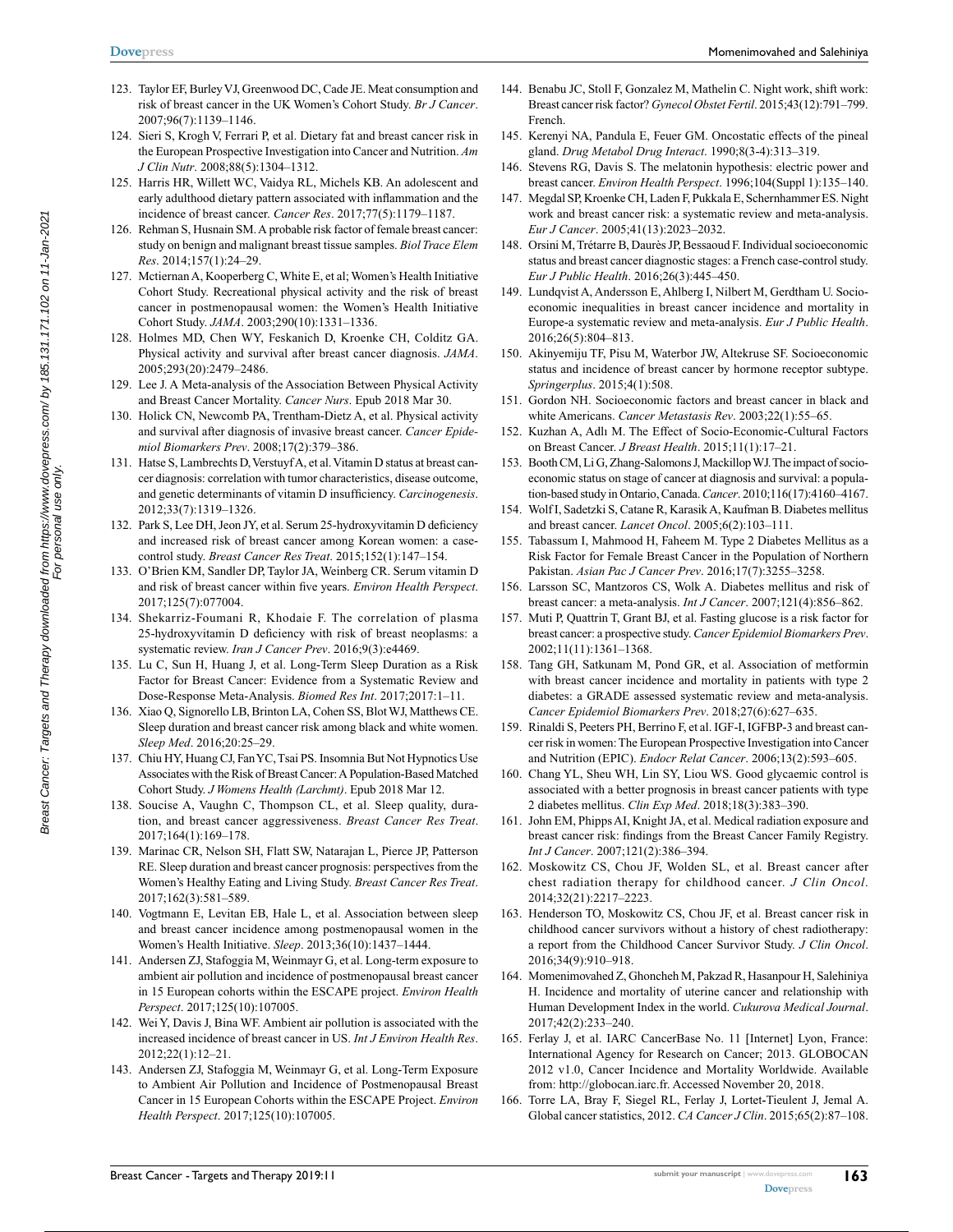123. Taylor EF, Burley VJ, Greenwood DC, Cade JE. Meat consumption and risk of breast cancer in the UK Women's Cohort Study. *Br J Cancer*. 2007;96(7):1139–1146.
124. Sieri S, Krogh V, Ferrari P, et al. Dietary fat and breast cancer risk in the European Prospective Investigation into Cancer and Nutrition. *Am J Clin Nutr*. 2008;88(5):1304–1312.
125. Harris HR, Willett WC, Vaidya RL, Michels KB. An adolescent and early adulthood dietary pattern associated with inflammation and the incidence of breast cancer. *Cancer Res*. 2017;77(5):1179–1187.
126. Rehman S, Husnain SM. A probable risk factor of female breast cancer: study on benign and malignant breast tissue samples. *Biol Trace Elem Res*. 2014;157(1):24–29.
127. Mctiernan A, Kooperberg C, White E, et al; Women's Health Initiative Cohort Study. Recreational physical activity and the risk of breast cancer in postmenopausal women: the Women's Health Initiative Cohort Study. *JAMA*. 2003;290(10):1331–1336.
128. Holmes MD, Chen WY, Feskanich D, Kroenke CH, Colditz GA. Physical activity and survival after breast cancer diagnosis. *JAMA*. 2005;293(20):2479–2486.
129. Lee J. A Meta-analysis of the Association Between Physical Activity and Breast Cancer Mortality. *Cancer Nurs*. Epub 2018 Mar 30.
130. Holick CN, Newcomb PA, Trentham-Dietz A, et al. Physical activity and survival after diagnosis of invasive breast cancer. *Cancer Epidemiol Biomarkers Prev*. 2008;17(2):379–386.
131. Hatse S, Lambrechts D, Verstuyf A, et al. Vitamin D status at breast cancer diagnosis: correlation with tumor characteristics, disease outcome, and genetic determinants of vitamin D insufficiency. *Carcinogenesis*. 2012;33(7):1319–1326.
132. Park S, Lee DH, Jeon JY, et al. Serum 25-hydroxyvitamin D deficiency and increased risk of breast cancer among Korean women: a case-control study. *Breast Cancer Res Treat*. 2015;152(1):147–154.
133. O'Brien KM, Sandler DP, Taylor JA, Weinberg CR. Serum vitamin D and risk of breast cancer within five years. *Environ Health Perspect*. 2017;125(7):077004.
134. Shekarriz-Foumani R, Khodaie F. The correlation of plasma 25-hydroxyvitamin D deficiency with risk of breast neoplasms: a systematic review. *Iran J Cancer Prev*. 2016;9(3):e4469.
135. Lu C, Sun H, Huang J, et al. Long-Term Sleep Duration as a Risk Factor for Breast Cancer: Evidence from a Systematic Review and Dose-Response Meta-Analysis. *Biomed Res Int*. 2017;2017:1–11.
136. Xiao Q, Signorello LB, Brinton LA, Cohen SS, Blot WJ, Matthews CE. Sleep duration and breast cancer risk among black and white women. *Sleep Med*. 2016;20:25–29.
137. Chiu HY, Huang CJ, Fan YC, Tsai PS. Insomnia But Not Hypnotics Use Associates with the Risk of Breast Cancer: A Population-Based Matched Cohort Study. *J Womens Health (Larchmt)*. Epub 2018 Mar 12.
138. Soucise A, Vaughn C, Thompson CL, et al. Sleep quality, duration, and breast cancer aggressiveness. *Breast Cancer Res Treat*. 2017;164(1):169–178.
139. Marinac CR, Nelson SH, Flatt SW, Natarajan L, Pierce JP, Patterson RE. Sleep duration and breast cancer prognosis: perspectives from the Women's Healthy Eating and Living Study. *Breast Cancer Res Treat*. 2017;162(3):581–589.
140. Vogtmann E, Levitan EB, Hale L, et al. Association between sleep and breast cancer incidence among postmenopausal women in the Women's Health Initiative. *Sleep*. 2013;36(10):1437–1444.
141. Andersen ZJ, Stafoggia M, Weinmayr G, et al. Long-term exposure to ambient air pollution and incidence of postmenopausal breast cancer in 15 European cohorts within the ESCAPE project. *Environ Health Perspect*. 2017;125(10):107005.
142. Wei Y, Davis J, Bina WF. Ambient air pollution is associated with the increased incidence of breast cancer in US. *Int J Environ Health Res*. 2012;22(1):12–21.
143. Andersen ZJ, Stafoggia M, Weinmayr G, et al. Long-Term Exposure to Ambient Air Pollution and Incidence of Postmenopausal Breast Cancer in 15 European Cohorts within the ESCAPE Project. *Environ Health Perspect*. 2017;125(10):107005.
144. Benabu JC, Stoll F, Gonzalez M, Mathelin C. Night work, shift work: Breast cancer risk factor? *Gynecol Obstet Fertil*. 2015;43(12):791–799. French.
145. Kerenyi NA, Pandula E, Feuer GM. Oncostatic effects of the pineal gland. *Drug Metabol Drug Interact*. 1990;8(3-4):313–319.
146. Stevens RG, Davis S. The melatonin hypothesis: electric power and breast cancer. *Environ Health Perspect*. 1996;104(Suppl 1):135–140.
147. Megdal SP, Kroenke CH, Laden F, Pukkala E, Schernhammer ES. Night work and breast cancer risk: a systematic review and meta-analysis. *Eur J Cancer*. 2005;41(13):2023–2032.
148. Orsini M, Trétarre B, Daurès JP, Bessaoud F. Individual socioeconomic status and breast cancer diagnostic stages: a French case-control study. *Eur J Public Health*. 2016;26(3):445–450.
149. Lundqvist A, Andersson E, Ahlberg I, Nilbert M, Gerdtham U. Socioeconomic inequalities in breast cancer incidence and mortality in Europe-a systematic review and meta-analysis. *Eur J Public Health*. 2016;26(5):804–813.
150. Akinyemiju TF, Pisu M, Waterbor JW, Altekruse SF. Socioeconomic status and incidence of breast cancer by hormone receptor subtype. *Springerplus*. 2015;4(1):508.
151. Gordon NH. Socioeconomic factors and breast cancer in black and white Americans. *Cancer Metastasis Rev*. 2003;22(1):55–65.
152. Kuzhan A, Adlı M. The Effect of Socio-Economic-Cultural Factors on Breast Cancer. *J Breast Health*. 2015;11(1):17–21.
153. Booth CM, Li G, Zhang-Salomons J, Mackillop WJ. The impact of socioeconomic status on stage of cancer at diagnosis and survival: a population-based study in Ontario, Canada. *Cancer*. 2010;116(17):4160–4167.
154. Wolf I, Sadetzki S, Catane R, Karasik A, Kaufman B. Diabetes mellitus and breast cancer. *Lancet Oncol*. 2005;6(2):103–111.
155. Tabassum I, Mahmood H, Faheem M. Type 2 Diabetes Mellitus as a Risk Factor for Female Breast Cancer in the Population of Northern Pakistan. *Asian Pac J Cancer Prev*. 2016;17(7):3255–3258.
156. Larsson SC, Mantzoros CS, Wolk A. Diabetes mellitus and risk of breast cancer: a meta-analysis. *Int J Cancer*. 2007;121(4):856–862.
157. Muti P, Quattrin T, Grant BJ, et al. Fasting glucose is a risk factor for breast cancer: a prospective study. *Cancer Epidemiol Biomarkers Prev*. 2002;11(11):1361–1368.
158. Tang GH, Satkunam M, Pond GR, et al. Association of metformin with breast cancer incidence and mortality in patients with type 2 diabetes: a GRADE assessed systematic review and meta-analysis. *Cancer Epidemiol Biomarkers Prev*. 2018;27(6):627–635.
159. Rinaldi S, Peeters PH, Berrino F, et al. IGF-I, IGFBP-3 and breast cancer risk in women: The European Prospective Investigation into Cancer and Nutrition (EPIC). *Endocr Relat Cancer*. 2006;13(2):593–605.
160. Chang YL, Sheu WH, Lin SY, Liou WS. Good glycaemic control is associated with a better prognosis in breast cancer patients with type 2 diabetes mellitus. *Clin Exp Med*. 2018;18(3):383–390.
161. John EM, Phipps AI, Knight JA, et al. Medical radiation exposure and breast cancer risk: findings from the Breast Cancer Family Registry. *Int J Cancer*. 2007;121(2):386–394.
162. Moskowitz CS, Chou JF, Wolden SL, et al. Breast cancer after chest radiation therapy for childhood cancer. *J Clin Oncol*. 2014;32(21):2217–2223.
163. Henderson TO, Moskowitz CS, Chou JF, et al. Breast cancer risk in childhood cancer survivors without a history of chest radiotherapy: a report from the Childhood Cancer Survivor Study. *J Clin Oncol*. 2016;34(9):910–918.
164. Momenimovahed Z, Ghoncheh M, Pakzad R, Hasanpour H, Salehiniya H. Incidence and mortality of uterine cancer and relationship with Human Development Index in the world. *Cukurova Medical Journal*. 2017;42(2):233–240.
165. Ferlay J, et al. IARC CancerBase No. 11 [Internet] Lyon, France: International Agency for Research on Cancer; 2013. GLOBOCAN 2012 v1.0, Cancer Incidence and Mortality Worldwide. Available from: http://globocan.iarc.fr. Accessed November 20, 2018.
166. Torre LA, Bray F, Siegel RL, Ferlay J, Lortet-Tieulent J, Jemal A. Global cancer statistics, 2012. *CA Cancer J Clin*. 2015;65(2):87–108.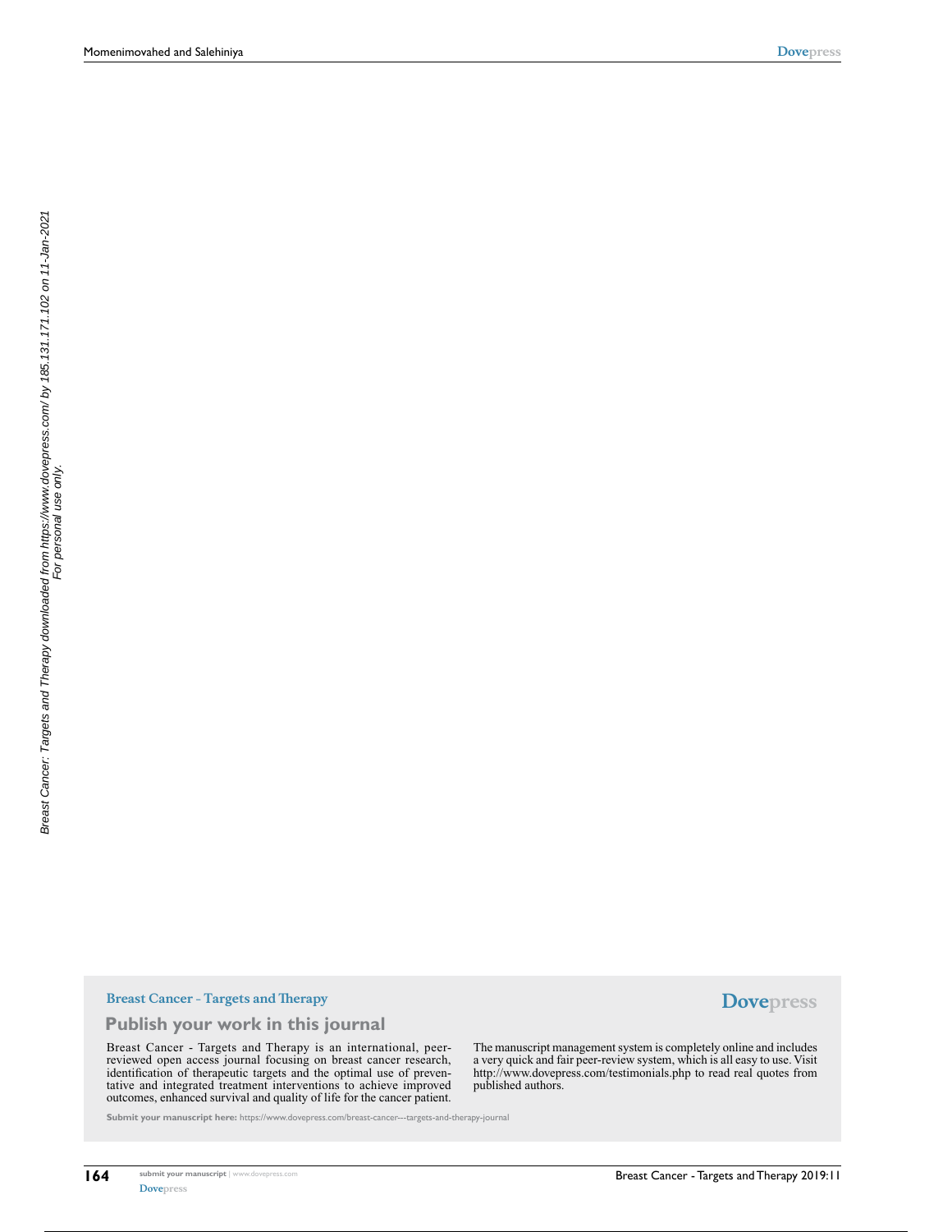**Breast Cancer - Targets and Therapy**

## Publish your work in this journal

Breast Cancer - Targets and Therapy is an international, peer-reviewed open access journal focusing on breast cancer research, identification of therapeutic targets and the optimal use of preventative and integrated treatment interventions to achieve improved outcomes, enhanced survival and quality of life for the cancer patient. The manuscript management system is completely online and includes a very quick and fair peer-review system, which is all easy to use. Visit http://www.dovepress.com/testimonials.php to read real quotes from published authors.

**Submit your manuscript here:** https://www.dovepress.com/breast-cancer---targets-and-therapy-journal